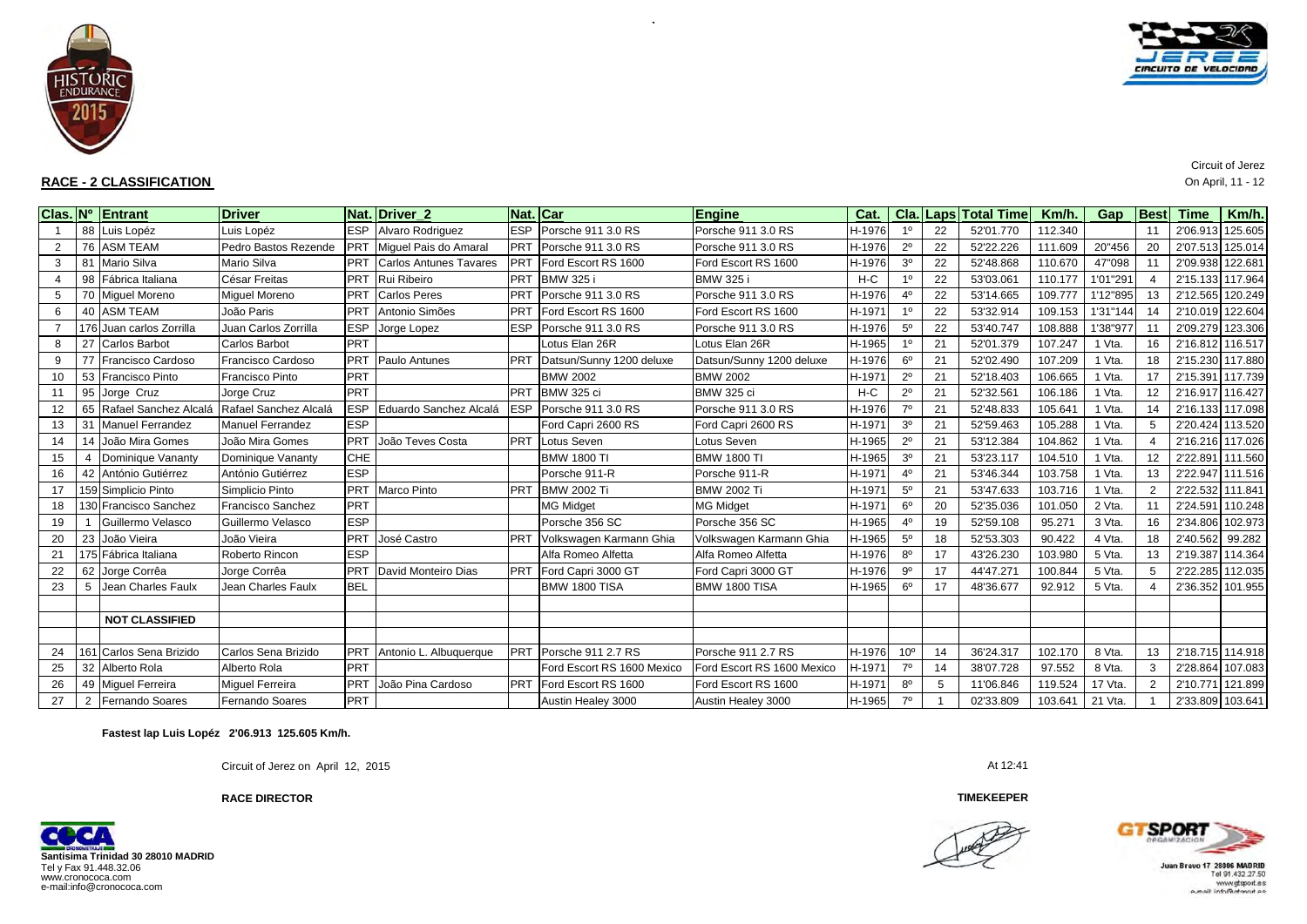Circuit of Jerez

On April, 11 - 12

## RACE - 2 CLASSIFICATION

| Clas. | Nº | Entrant | Driver | Nat. | Driver_2 | Nat. | Car | Engine | Cat. | Cla. | Laps | Total Time | Km/h. | Gap | Best | Time | Km/h. |
|---|---|---|---|---|---|---|---|---|---|---|---|---|---|---|---|---|---|
| 1 | 88 | Luis Lopéz | Luis Lopéz | ESP | Alvaro Rodriguez | ESP | Porsche 911 3.0 RS | Porsche 911 3.0 RS | H-1976 | 1º | 22 | 52'01.770 | 112.340 | | 11 | 2'06.913 | 125.605 |
| 2 | 76 | ASM TEAM | Pedro Bastos Rezende | PRT | Miguel Pais do Amaral | PRT | Porsche 911 3.0 RS | Porsche 911 3.0 RS | H-1976 | 2º | 22 | 52'22.226 | 111.609 | 20"456 | 20 | 2'07.513 | 125.014 |
| 3 | 81 | Mario Silva | Mario Silva | PRT | Carlos Antunes Tavares | PRT | Ford Escort RS 1600 | Ford Escort RS 1600 | H-1976 | 3º | 22 | 52'48.868 | 110.670 | 47"098 | 11 | 2'09.938 | 122.681 |
| 4 | 98 | Fábrica Italiana | César Freitas | PRT | Rui Ribeiro | PRT | BMW 325 i | BMW 325 i | H-C | 1º | 22 | 53'03.061 | 110.177 | 1'01"291 | 4 | 2'15.133 | 117.964 |
| 5 | 70 | Miguel Moreno | Miguel Moreno | PRT | Carlos Peres | PRT | Porsche 911 3.0 RS | Porsche 911 3.0 RS | H-1976 | 4º | 22 | 53'14.665 | 109.777 | 1'12"895 | 13 | 2'12.565 | 120.249 |
| 6 | 40 | ASM TEAM | João Paris | PRT | Antonio Simões | PRT | Ford Escort RS 1600 | Ford Escort RS 1600 | H-1971 | 1º | 22 | 53'32.914 | 109.153 | 1'31"144 | 14 | 2'10.019 | 122.604 |
| 7 | 176 | Juan carlos Zorrilla | Juan Carlos Zorrilla | ESP | Jorge Lopez | ESP | Porsche 911 3.0 RS | Porsche 911 3.0 RS | H-1976 | 5º | 22 | 53'40.747 | 108.888 | 1'38"977 | 11 | 2'09.279 | 123.306 |
| 8 | 27 | Carlos Barbot | Carlos Barbot | PRT | | | Lotus Elan 26R | Lotus Elan 26R | H-1965 | 1º | 21 | 52'01.379 | 107.247 | 1 Vta. | 16 | 2'16.812 | 116.517 |
| 9 | 77 | Francisco Cardoso | Francisco Cardoso | PRT | Paulo Antunes | PRT | Datsun/Sunny 1200 deluxe | Datsun/Sunny 1200 deluxe | H-1976 | 6º | 21 | 52'02.490 | 107.209 | 1 Vta. | 18 | 2'15.230 | 117.880 |
| 10 | 53 | Francisco Pinto | Francisco Pinto | PRT | | | BMW 2002 | BMW 2002 | H-1971 | 2º | 21 | 52'18.403 | 106.665 | 1 Vta. | 17 | 2'15.391 | 117.739 |
| 11 | 95 | Jorge Cruz | Jorge Cruz | PRT | | PRT | BMW 325 ci | BMW 325 ci | H-C | 2º | 21 | 52'32.561 | 106.186 | 1 Vta. | 12 | 2'16.917 | 116.427 |
| 12 | 65 | Rafael Sanchez Alcalá | Rafael Sanchez Alcalá | ESP | Eduardo Sanchez Alcalá | ESP | Porsche 911 3.0 RS | Porsche 911 3.0 RS | H-1976 | 7º | 21 | 52'48.833 | 105.641 | 1 Vta. | 14 | 2'16.133 | 117.098 |
| 13 | 31 | Manuel Ferrandez | Manuel Ferrandez | ESP | | | Ford Capri 2600 RS | Ford Capri 2600 RS | H-1971 | 3º | 21 | 52'59.463 | 105.288 | 1 Vta. | 5 | 2'20.424 | 113.520 |
| 14 | 14 | João Mira Gomes | João Mira Gomes | PRT | João Teves Costa | PRT | Lotus Seven | Lotus Seven | H-1965 | 2º | 21 | 53'12.384 | 104.862 | 1 Vta. | 4 | 2'16.216 | 117.026 |
| 15 | 4 | Dominique Vananty | Dominique Vananty | CHE | | | BMW 1800 TI | BMW 1800 TI | H-1965 | 3º | 21 | 53'23.117 | 104.510 | 1 Vta. | 12 | 2'22.891 | 111.560 |
| 16 | 42 | António Gutiérrez | António Gutiérrez | ESP | | | Porsche 911-R | Porsche 911-R | H-1971 | 4º | 21 | 53'46.344 | 103.758 | 1 Vta. | 13 | 2'22.947 | 111.516 |
| 17 | 159 | Simplicio Pinto | Simplicio Pinto | PRT | Marco Pinto | PRT | BMW 2002 Ti | BMW 2002 Ti | H-1971 | 5º | 21 | 53'47.633 | 103.716 | 1 Vta. | 2 | 2'22.532 | 111.841 |
| 18 | 130 | Francisco Sanchez | Francisco Sanchez | PRT | | | MG Midget | MG Midget | H-1971 | 6º | 20 | 52'35.036 | 101.050 | 2 Vta. | 11 | 2'24.591 | 110.248 |
| 19 | 1 | Guillermo Velasco | Guillermo Velasco | ESP | | | Porsche 356 SC | Porsche 356 SC | H-1965 | 4º | 19 | 52'59.108 | 95.271 | 3 Vta. | 16 | 2'34.806 | 102.973 |
| 20 | 23 | João Vieira | João Vieira | PRT | José Castro | PRT | Volkswagen Karmann Ghia | Volkswagen Karmann Ghia | H-1965 | 5º | 18 | 52'53.303 | 90.422 | 4 Vta. | 18 | 2'40.562 | 99.282 |
| 21 | 175 | Fábrica Italiana | Roberto Rincon | ESP | | | Alfa Romeo Alfetta | Alfa Romeo Alfetta | H-1976 | 8º | 17 | 43'26.230 | 103.980 | 5 Vta. | 13 | 2'19.387 | 114.364 |
| 22 | 62 | Jorge Corrêa | Jorge Corrêa | PRT | David Monteiro Dias | PRT | Ford Capri 3000 GT | Ford Capri 3000 GT | H-1976 | 9º | 17 | 44'47.271 | 100.844 | 5 Vta. | 5 | 2'22.285 | 112.035 |
| 23 | 5 | Jean Charles Faulx | Jean Charles Faulx | BEL | | | BMW 1800 TISA | BMW 1800 TISA | H-1965 | 6º | 17 | 48'36.677 | 92.912 | 5 Vta. | 4 | 2'36.352 | 101.955 |
| | | | | | | | | | | | | | | | | | |
| | | **NOT CLASSIFIED** | | | | | | | | | | | | | | | |
| | | | | | | | | | | | | | | | | | |
| 24 | 161 | Carlos Sena Brizido | Carlos Sena Brizido | PRT | Antonio L. Albuquerque | PRT | Porsche 911 2.7 RS | Porsche 911 2.7 RS | H-1976 | 10º | 14 | 36'24.317 | 102.170 | 8 Vta. | 13 | 2'18.715 | 114.918 |
| 25 | 32 | Alberto Rola | Alberto Rola | PRT | | | Ford Escort RS 1600 Mexico | Ford Escort RS 1600 Mexico | H-1971 | 7º | 14 | 38'07.728 | 97.552 | 8 Vta. | 3 | 2'28.864 | 107.083 |
| 26 | 49 | Miguel Ferreira | Miguel Ferreira | PRT | João Pina Cardoso | PRT | Ford Escort RS 1600 | Ford Escort RS 1600 | H-1971 | 8º | 5 | 11'06.846 | 119.524 | 17 Vta. | 2 | 2'10.771 | 121.899 |
| 27 | 2 | Fernando Soares | Fernando Soares | PRT | | | Austin Healey 3000 | Austin Healey 3000 | H-1965 | 7º | 1 | 02'33.809 | 103.641 | 21 Vta. | 1 | 2'33.809 | 103.641 |

**Fastest lap Luis Lopéz 2'06.913 125.605 Km/h.**

Circuit of Jerez on April 12, 2015

At 12:41

**RACE DIRECTOR**

**TIMEKEEPER**

**Santisima Trinidad 30 28010 MADRID**
Tel y Fax 91.448.32.06
www.cronococa.com
e-mail:info@cronococa.com

Juan Bravo 17 28006 MADRID
Tel 91 432 27 50
www.gtsport.es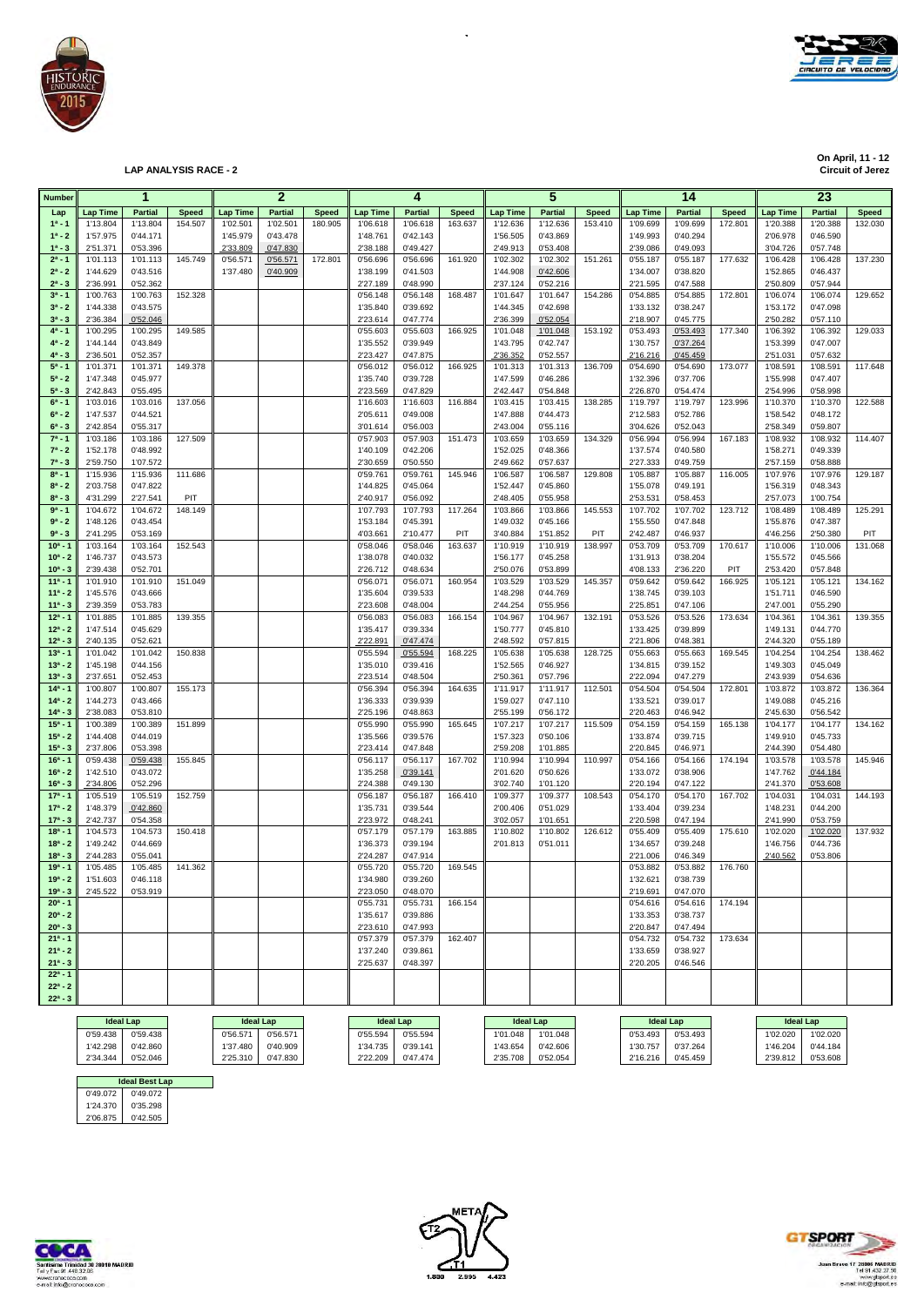**LAP ANALYSIS RACE - 2**

On April, 11 - 12
Circuit of Jerez

| Number | 1 | | | 2 | | | 4 | | | 5 | | | 14 | | | 23 | | |
|---|---|---|---|---|---|---|---|---|---|---|---|---|---|---|---|---|---|---|
| Lap | Lap Time | Partial | Speed | Lap Time | Partial | Speed | Lap Time | Partial | Speed | Lap Time | Partial | Speed | Lap Time | Partial | Speed | Lap Time | Partial | Speed |
| 1ª - 1 | 1'13.804 | 1'13.804 | 154.507 | 1'02.501 | 1'02.501 | 180.905 | 1'06.618 | 1'06.618 | 163.637 | 1'12.636 | 1'12.636 | 153.410 | 1'09.699 | 1'09.699 | 172.801 | 1'20.388 | 1'20.388 | 132.030 |
| 1ª - 2 | 1'57.975 | 0'44.171 | | 1'45.979 | 0'43.478 | | 1'48.761 | 0'42.143 | | 1'56.505 | 0'43.869 | | 1'49.993 | 0'40.294 | | 2'06.978 | 0'46.590 | |
| 1ª - 3 | 2'51.371 | 0'53.396 | | 2'33.809 | 0'47.830 | | 2'38.188 | 0'49.427 | | 2'49.913 | 0'53.408 | | 2'39.086 | 0'49.093 | | 3'04.726 | 0'57.748 | |
| 2ª - 1 | 1'01.113 | 1'01.113 | 145.749 | 0'56.571 | 0'56.571 | 172.801 | 0'56.696 | 0'56.696 | 161.920 | 1'02.302 | 1'02.302 | 151.261 | 0'55.187 | 0'55.187 | 177.632 | 1'06.428 | 1'06.428 | 137.230 |
| 2ª - 2 | 1'44.629 | 0'43.516 | | 1'37.480 | 0'40.909 | | 1'38.199 | 0'41.503 | | 1'44.908 | 0'42.606 | | 1'34.007 | 0'38.820 | | 1'52.865 | 0'46.437 | |
| 2ª - 3 | 2'36.991 | 0'52.362 | | | | | 2'27.189 | 0'48.990 | | 2'37.124 | 0'52.216 | | 2'21.595 | 0'47.588 | | 2'50.809 | 0'57.944 | |
| 3ª - 1 | 1'00.763 | 1'00.763 | 152.328 | | | | 0'56.148 | 0'56.148 | 168.487 | 1'01.647 | 1'01.647 | 154.286 | 0'54.885 | 0'54.885 | 172.801 | 1'06.074 | 1'06.074 | 129.652 |
| 3ª - 2 | 1'44.338 | 0'43.575 | | | | | 1'35.840 | 0'39.692 | | 1'44.345 | 0'42.698 | | 1'33.132 | 0'38.247 | | 1'53.172 | 0'47.098 | |
| 3ª - 3 | 2'36.384 | 0'52.046 | | | | | 2'23.614 | 0'47.774 | | 2'36.399 | 0'52.054 | | 2'18.907 | 0'45.775 | | 2'50.282 | 0'57.110 | |
| 4ª - 1 | 1'00.295 | 1'00.295 | 149.585 | | | | 0'55.603 | 0'55.603 | 166.925 | 1'01.048 | 1'01.048 | 153.192 | 0'53.493 | 0'53.493 | 177.340 | 1'06.392 | 1'06.392 | 129.033 |
| 4ª - 2 | 1'44.144 | 0'43.849 | | | | | 1'35.552 | 0'39.949 | | 1'43.795 | 0'42.747 | | 1'30.757 | 0'37.264 | | 1'53.399 | 0'47.007 | |
| 4ª - 3 | 2'36.501 | 0'52.357 | | | | | 2'23.427 | 0'47.875 | | 2'36.352 | 0'52.557 | | 2'16.216 | 0'45.459 | | 2'51.031 | 0'57.632 | |
| 5ª - 1 | 1'01.371 | 1'01.371 | 149.378 | | | | 0'56.012 | 0'56.012 | 166.925 | 1'01.313 | 1'01.313 | 136.709 | 0'54.690 | 0'54.690 | 173.077 | 1'08.591 | 1'08.591 | 117.648 |
| 5ª - 2 | 1'47.348 | 0'45.977 | | | | | 1'35.740 | 0'39.728 | | 1'47.599 | 0'46.286 | | 1'32.396 | 0'37.706 | | 1'55.998 | 0'47.407 | |
| 5ª - 3 | 2'42.843 | 0'55.495 | | | | | 2'23.569 | 0'47.829 | | 2'42.447 | 0'54.848 | | 2'26.870 | 0'54.474 | | 2'54.996 | 0'58.998 | |
| 6ª - 1 | 1'03.016 | 1'03.016 | 137.056 | | | | 1'16.603 | 1'16.603 | 116.884 | 1'03.415 | 1'03.415 | 138.285 | 1'19.797 | 1'19.797 | 123.996 | 1'10.370 | 1'10.370 | 122.588 |
| 6ª - 2 | 1'47.537 | 0'44.521 | | | | | 2'05.611 | 0'49.008 | | 1'47.888 | 0'44.473 | | 2'12.583 | 0'52.786 | | 1'58.542 | 0'48.172 | |
| 6ª - 3 | 2'42.854 | 0'55.317 | | | | | 3'01.614 | 0'56.003 | | 2'43.004 | 0'55.116 | | 3'04.626 | 0'52.043 | | 2'58.349 | 0'59.807 | |
| 7ª - 1 | 1'03.186 | 1'03.186 | 127.509 | | | | 0'57.903 | 0'57.903 | 151.473 | 1'03.659 | 1'03.659 | 134.329 | 0'56.994 | 0'56.994 | 167.183 | 1'08.932 | 1'08.932 | 114.407 |
| 7ª - 2 | 1'52.178 | 0'48.992 | | | | | 1'40.109 | 0'42.206 | | 1'52.025 | 0'48.366 | | 1'37.574 | 0'40.580 | | 1'58.271 | 0'49.339 | |
| 7ª - 3 | 2'59.750 | 1'07.572 | | | | | 2'30.659 | 0'50.550 | | 2'49.662 | 0'57.637 | | 2'27.333 | 0'49.759 | | 2'57.159 | 0'58.888 | |
| 8ª - 1 | 1'15.936 | 1'15.936 | 111.686 | | | | 0'59.761 | 0'59.761 | 145.946 | 1'06.587 | 1'06.587 | 129.808 | 1'05.887 | 1'05.887 | 116.005 | 1'07.976 | 1'07.976 | 129.187 |
| 8ª - 2 | 2'03.758 | 0'47.822 | | | | | 1'44.825 | 0'45.064 | | 1'52.447 | 0'45.860 | | 1'55.078 | 0'49.191 | | 1'56.319 | 0'48.343 | |
| 8ª - 3 | 4'31.299 | 2'27.541 | PIT | | | | 2'40.917 | 0'56.092 | | 2'48.405 | 0'55.958 | | 2'53.531 | 0'58.453 | | 2'57.073 | 1'00.754 | |
| 9ª - 1 | 1'04.672 | 1'04.672 | 148.149 | | | | 1'07.793 | 1'07.793 | 117.264 | 1'03.866 | 1'03.866 | 145.553 | 1'07.702 | 1'07.702 | 123.712 | 1'08.489 | 1'08.489 | 125.291 |
| 9ª - 2 | 1'48.126 | 0'43.454 | | | | | 1'53.184 | 0'45.391 | | 1'49.032 | 0'45.166 | | 1'55.550 | 0'47.848 | | 1'55.876 | 0'47.387 | |
| 9ª - 3 | 2'41.295 | 0'53.169 | | | | | 4'03.661 | 2'10.477 | PIT | 3'40.884 | 1'51.852 | PIT | 2'42.487 | 0'46.937 | | 4'46.256 | 2'50.380 | PIT |
| 10ª - 1 | 1'03.164 | 1'03.164 | 152.543 | | | | 0'58.046 | 0'58.046 | 163.637 | 1'10.919 | 1'10.919 | 138.997 | 0'53.709 | 0'53.709 | 170.617 | 1'10.006 | 1'10.006 | 131.068 |
| 10ª - 2 | 1'46.737 | 0'43.573 | | | | | 1'38.078 | 0'40.032 | | 1'56.177 | 0'45.258 | | 1'31.913 | 0'38.204 | | 1'55.572 | 0'45.566 | |
| 10ª - 3 | 2'39.438 | 0'52.701 | | | | | 2'26.712 | 0'48.634 | | 2'50.076 | 0'53.899 | | 4'08.133 | 2'36.220 | PIT | 2'53.420 | 0'57.848 | |
| 11ª - 1 | 1'01.910 | 1'01.910 | 151.049 | | | | 0'56.071 | 0'56.071 | 160.954 | 1'03.529 | 1'03.529 | 145.357 | 0'59.642 | 0'59.642 | 166.925 | 1'05.121 | 1'05.121 | 134.162 |
| 11ª - 2 | 1'45.576 | 0'43.666 | | | | | 1'35.604 | 0'39.533 | | 1'48.298 | 0'44.769 | | 1'38.745 | 0'39.103 | | 1'51.711 | 0'46.590 | |
| 11ª - 3 | 2'39.359 | 0'53.783 | | | | | 2'23.608 | 0'48.004 | | 2'44.254 | 0'55.956 | | 2'25.851 | 0'47.106 | | 2'47.001 | 0'55.290 | |
| 12ª - 1 | 1'01.885 | 1'01.885 | 139.355 | | | | 0'56.083 | 0'56.083 | 166.154 | 1'04.967 | 1'04.967 | 132.191 | 0'53.526 | 0'53.526 | 173.634 | 1'04.361 | 1'04.361 | 139.355 |
| 12ª - 2 | 1'47.514 | 0'45.629 | | | | | 1'35.417 | 0'39.334 | | 1'50.777 | 0'45.810 | | 1'33.425 | 0'39.899 | | 1'49.131 | 0'44.770 | |
| 12ª - 3 | 2'40.135 | 0'52.621 | | | | | 2'22.891 | 0'47.474 | | 2'48.592 | 0'57.815 | | 2'21.806 | 0'48.381 | | 2'44.320 | 0'55.189 | |
| 13ª - 1 | 1'01.042 | 1'01.042 | 150.838 | | | | 0'55.594 | 0'55.594 | 168.225 | 1'05.638 | 1'05.638 | 128.725 | 0'55.663 | 0'55.663 | 169.545 | 1'04.254 | 1'04.254 | 138.462 |
| 13ª - 2 | 1'45.198 | 0'44.156 | | | | | 1'35.010 | 0'39.416 | | 1'52.565 | 0'46.927 | | 1'34.815 | 0'39.152 | | 1'49.303 | 0'45.049 | |
| 13ª - 3 | 2'37.651 | 0'52.453 | | | | | 2'23.514 | 0'48.504 | | 2'50.361 | 0'57.796 | | 2'22.094 | 0'47.279 | | 2'43.939 | 0'54.636 | |
| 14ª - 1 | 1'00.807 | 1'00.807 | 155.173 | | | | 0'56.394 | 0'56.394 | 164.635 | 1'11.917 | 1'11.917 | 112.501 | 0'54.504 | 0'54.504 | 172.801 | 1'03.872 | 1'03.872 | 136.364 |
| 14ª - 2 | 1'44.273 | 0'43.466 | | | | | 1'36.333 | 0'39.939 | | 1'59.027 | 0'47.110 | | 1'33.521 | 0'39.017 | | 1'49.088 | 0'45.216 | |
| 14ª - 3 | 2'38.083 | 0'53.810 | | | | | 2'25.196 | 0'48.863 | | 2'55.199 | 0'56.172 | | 2'20.463 | 0'46.942 | | 2'45.630 | 0'56.542 | |
| 15ª - 1 | 1'00.389 | 1'00.389 | 151.899 | | | | 0'55.990 | 0'55.990 | 165.645 | 1'07.217 | 1'07.217 | 115.509 | 0'54.159 | 0'54.159 | 165.138 | 1'04.177 | 1'04.177 | 134.162 |
| 15ª - 2 | 1'44.408 | 0'44.019 | | | | | 1'35.566 | 0'39.576 | | 1'57.323 | 0'50.106 | | 1'33.874 | 0'39.715 | | 1'49.910 | 0'45.733 | |
| 15ª - 3 | 2'37.806 | 0'53.398 | | | | | 2'23.414 | 0'47.848 | | 2'59.208 | 1'01.885 | | 2'20.845 | 0'46.971 | | 2'44.390 | 0'54.480 | |
| 16ª - 1 | 0'59.438 | 0'59.438 | 155.845 | | | | 0'56.117 | 0'56.117 | 167.702 | 1'10.994 | 1'10.994 | 110.997 | 0'54.166 | 0'54.166 | 174.194 | 1'03.578 | 1'03.578 | 145.946 |
| 16ª - 2 | 1'42.510 | 0'43.072 | | | | | 1'35.258 | 0'39.141 | | 2'01.620 | 0'50.626 | | 1'33.072 | 0'38.906 | | 1'47.762 | 0'44.184 | |
| 16ª - 3 | 2'34.806 | 0'52.296 | | | | | 2'24.388 | 0'49.130 | | 3'02.740 | 1'01.120 | | 2'20.194 | 0'47.122 | | 2'41.370 | 0'53.608 | |
| 17ª - 1 | 1'05.519 | 1'05.519 | 152.759 | | | | 0'56.187 | 0'56.187 | 166.410 | 1'09.377 | 1'09.377 | 108.543 | 0'54.170 | 0'54.170 | 167.702 | 1'04.031 | 1'04.031 | 144.193 |
| 17ª - 2 | 1'48.379 | 0'42.860 | | | | | 1'35.731 | 0'39.544 | | 2'00.406 | 0'51.029 | | 1'33.404 | 0'39.234 | | 1'48.231 | 0'44.200 | |
| 17ª - 3 | 2'42.737 | 0'54.358 | | | | | 2'23.972 | 0'48.241 | | 3'02.057 | 1'01.651 | | 2'20.598 | 0'47.194 | | 2'41.990 | 0'53.759 | |
| 18ª - 1 | 1'04.573 | 1'04.573 | 150.418 | | | | 0'57.179 | 0'57.179 | 163.885 | 1'10.802 | 1'10.802 | 126.612 | 0'55.409 | 0'55.409 | 175.610 | 1'02.020 | 1'02.020 | 137.932 |
| 18ª - 2 | 1'49.242 | 0'44.669 | | | | | 1'36.373 | 0'39.194 | | 2'01.813 | 0'51.011 | | 1'34.657 | 0'39.248 | | 1'46.756 | 0'44.736 | |
| 18ª - 3 | 2'44.283 | 0'55.041 | | | | | 2'24.287 | 0'47.914 | | | | | 2'21.006 | 0'46.349 | | 2'40.562 | 0'53.806 | |
| 19ª - 1 | 1'05.485 | 1'05.485 | 141.362 | | | | 0'55.720 | 0'55.720 | 169.545 | | | | 0'53.882 | 0'53.882 | 176.760 | | | |
| 19ª - 2 | 1'51.603 | 0'46.118 | | | | | 1'34.980 | 0'39.260 | | | | | 1'32.621 | 0'38.739 | | | | |
| 19ª - 3 | 2'45.522 | 0'53.919 | | | | | 2'23.050 | 0'48.070 | | | | | 2'19.691 | 0'47.070 | | | | |
| 20ª - 1 | | | | | | | 0'55.731 | 0'55.731 | 166.154 | | | | 0'54.616 | 0'54.616 | 174.194 | | | |
| 20ª - 2 | | | | | | | 1'35.617 | 0'39.886 | | | | | 1'33.353 | 0'38.737 | | | | |
| 20ª - 3 | | | | | | | 2'23.610 | 0'47.993 | | | | | 2'20.847 | 0'47.494 | | | | |
| 21ª - 1 | | | | | | | 0'57.379 | 0'57.379 | 162.407 | | | | 0'54.732 | 0'54.732 | 173.634 | | | |
| 21ª - 2 | | | | | | | 1'37.240 | 0'39.861 | | | | | 1'33.659 | 0'38.927 | | | | |
| 21ª - 3 | | | | | | | 2'25.637 | 0'48.397 | | | | | 2'20.205 | 0'46.546 | | | | |
| 22ª - 1 | | | | | | | | | | | | | | | | | | |
| 22ª - 2 | | | | | | | | | | | | | | | | | | |
| 22ª - 3 | | | | | | | | | | | | | | | | | | |

| Ideal Lap (1) | | Ideal Lap (2) | | Ideal Lap (4) | | Ideal Lap (5) | | Ideal Lap (14) | | Ideal Lap (23) | |
|---|---|---|---|---|---|---|---|---|---|---|---|
| 0'59.438 | 0'59.438 | 0'56.571 | 0'56.571 | 0'55.594 | 0'55.594 | 1'01.048 | 1'01.048 | 0'53.493 | 0'53.493 | 1'02.020 | 1'02.020 |
| 1'42.298 | 0'42.860 | 1'37.480 | 0'40.909 | 1'34.735 | 0'39.141 | 1'43.654 | 0'42.606 | 1'30.757 | 0'37.264 | 1'46.204 | 0'44.184 |
| 2'34.344 | 0'52.046 | 2'25.310 | 0'47.830 | 2'22.209 | 0'47.474 | 2'35.708 | 0'52.054 | 2'16.216 | 0'45.459 | 2'39.812 | 0'53.608 |

| Ideal Best Lap | |
|---|---|
| 0'49.072 | 0'49.072 |
| 1'24.370 | 0'35.298 |
| 2'06.875 | 0'42.505 |

META
T2
T1
1.880 2.995 4.423

COCA
Santísima Trinidad 30 28010 MADRID
Telf y Fax 91 448.32.08
www.cronococa.com
e-mail: info@cronococa.com

GTSPORT
Juan Bravo 17 28006 MADRID
Tel 91 432.27.50
www.gtsport.es
e-mail: info@gtsport.es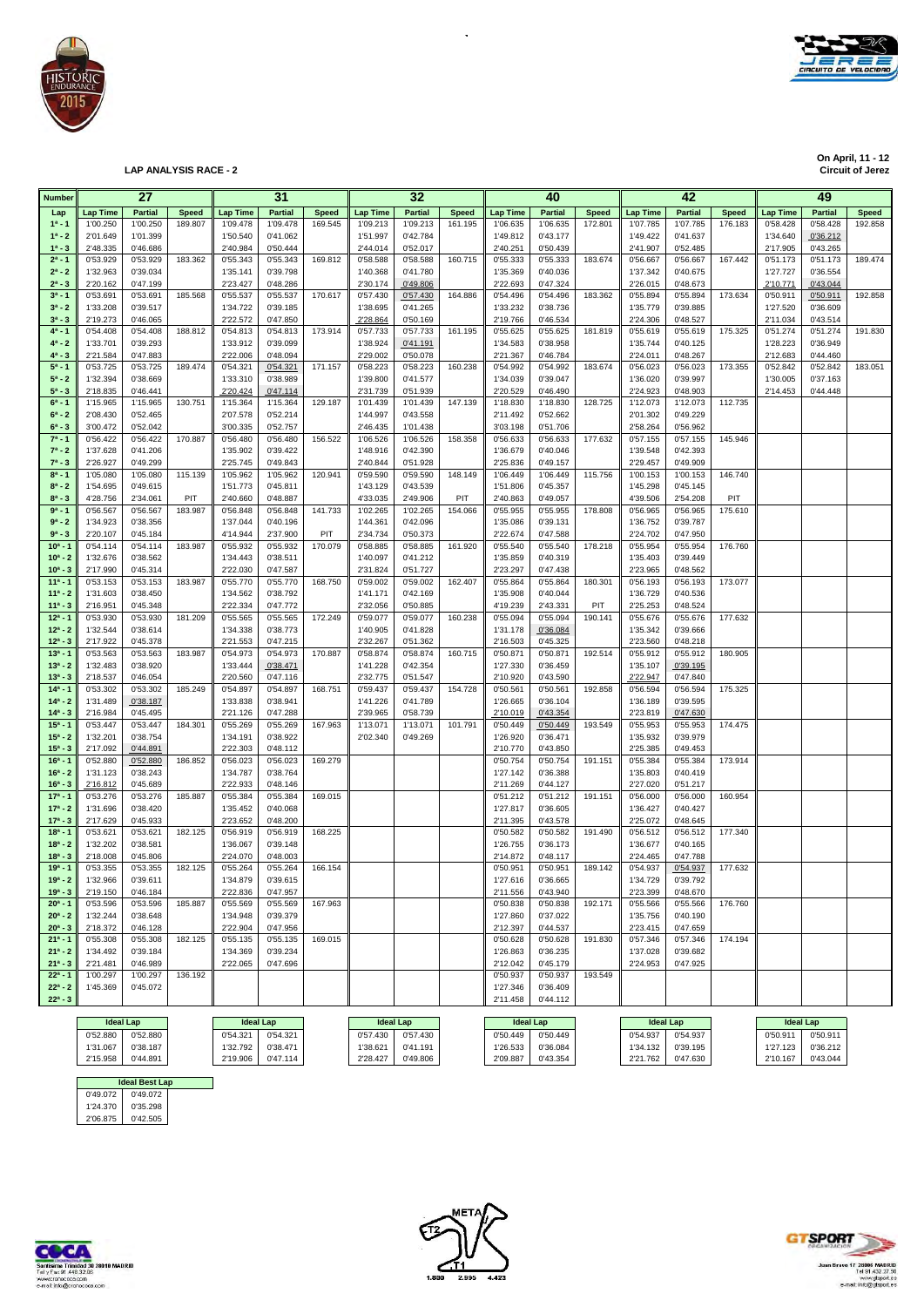## LAP ANALYSIS RACE - 2

On April, 11 - 12
Circuit of Jerez

| Number | 27 | | | 31 | | | 32 | | | 40 | | | 42 | | | 49 | | |
|---|---|---|---|---|---|---|---|---|---|---|---|---|---|---|---|---|---|---|
| Lap | Lap Time | Partial | Speed | Lap Time | Partial | Speed | Lap Time | Partial | Speed | Lap Time | Partial | Speed | Lap Time | Partial | Speed | Lap Time | Partial | Speed |
| 1ª - 1 | 1'00.250 | 1'00.250 | 189.807 | 1'09.478 | 1'09.478 | 169.545 | 1'09.213 | 1'09.213 | 161.195 | 1'06.635 | 1'06.635 | 172.801 | 1'07.785 | 1'07.785 | 176.183 | 0'58.428 | 0'58.428 | 192.858 |
| 1ª - 2 | 2'01.649 | 1'01.399 | | 1'50.540 | 0'41.062 | | 1'51.997 | 0'42.784 | | 1'49.812 | 0'43.177 | | 1'49.422 | 0'41.637 | | 1'34.640 | 0'36.212 | |
| 1ª - 3 | 2'48.335 | 0'46.686 | | 2'40.984 | 0'50.444 | | 2'44.014 | 0'52.017 | | 2'40.251 | 0'50.439 | | 2'41.907 | 0'52.485 | | 2'17.905 | 0'43.265 | |
| 2ª - 1 | 0'53.929 | 0'53.929 | 183.362 | 0'55.343 | 0'55.343 | 169.812 | 0'58.588 | 0'58.588 | 160.715 | 0'55.333 | 0'55.333 | 183.674 | 0'56.667 | 0'56.667 | 167.442 | 0'51.173 | 0'51.173 | 189.474 |
| 2ª - 2 | 1'32.963 | 0'39.034 | | 1'35.141 | 0'39.798 | | 1'40.368 | 0'41.780 | | 1'35.369 | 0'40.036 | | 1'37.342 | 0'40.675 | | 1'27.727 | 0'36.554 | |
| 2ª - 3 | 2'20.162 | 0'47.199 | | 2'23.427 | 0'48.286 | | 2'30.174 | 0'49.806 | | 2'22.693 | 0'47.324 | | 2'26.015 | 0'48.673 | | 2'10.771 | 0'43.044 | |
| 3ª - 1 | 0'53.691 | 0'53.691 | 185.568 | 0'55.537 | 0'55.537 | 170.617 | 0'57.430 | 0'57.430 | 164.886 | 0'54.496 | 0'54.496 | 183.362 | 0'55.894 | 0'55.894 | 173.634 | 0'50.911 | 0'50.911 | 192.858 |
| 3ª - 2 | 1'33.208 | 0'39.517 | | 1'34.722 | 0'39.185 | | 1'38.695 | 0'41.265 | | 1'33.232 | 0'38.736 | | 1'35.779 | 0'39.885 | | 1'27.520 | 0'36.609 | |
| 3ª - 3 | 2'19.273 | 0'46.065 | | 2'22.572 | 0'47.850 | | 2'28.864 | 0'50.169 | | 2'19.766 | 0'46.534 | | 2'24.306 | 0'48.527 | | 2'11.034 | 0'43.514 | |
| 4ª - 1 | 0'54.408 | 0'54.408 | 188.812 | 0'54.813 | 0'54.813 | 173.914 | 0'57.733 | 0'57.733 | 161.195 | 0'55.625 | 0'55.625 | 181.819 | 0'55.619 | 0'55.619 | 175.325 | 0'51.274 | 0'51.274 | 191.830 |
| 4ª - 2 | 1'33.701 | 0'39.293 | | 1'33.912 | 0'39.099 | | 1'38.924 | 0'41.191 | | 1'34.583 | 0'38.958 | | 1'35.744 | 0'40.125 | | 1'28.223 | 0'36.949 | |
| 4ª - 3 | 2'21.584 | 0'47.883 | | 2'22.006 | 0'48.094 | | 2'29.002 | 0'50.078 | | 2'21.367 | 0'46.784 | | 2'24.011 | 0'48.267 | | 2'12.683 | 0'44.460 | |
| 5ª - 1 | 0'53.725 | 0'53.725 | 189.474 | 0'54.321 | 0'54.321 | 171.157 | 0'58.223 | 0'58.223 | 160.238 | 0'54.992 | 0'54.992 | 183.674 | 0'56.023 | 0'56.023 | 173.355 | 0'52.842 | 0'52.842 | 183.051 |
| 5ª - 2 | 1'32.394 | 0'38.669 | | 1'33.310 | 0'38.989 | | 1'39.800 | 0'41.577 | | 1'34.039 | 0'39.047 | | 1'36.020 | 0'39.997 | | 1'30.005 | 0'37.163 | |
| 5ª - 3 | 2'18.835 | 0'46.441 | | 2'20.424 | 0'47.114 | | 2'31.739 | 0'51.939 | | 2'20.529 | 0'46.490 | | 2'24.923 | 0'48.903 | | 2'14.453 | 0'44.448 | |
| 6ª - 1 | 1'15.965 | 1'15.965 | 130.751 | 1'15.364 | 1'15.364 | 129.187 | 1'01.439 | 1'01.439 | 147.139 | 1'18.830 | 1'18.830 | 128.725 | 1'12.073 | 1'12.073 | 112.735 | | | |
| 6ª - 2 | 2'08.430 | 0'52.465 | | 2'07.578 | 0'52.214 | | 1'44.997 | 0'43.558 | | 2'11.492 | 0'52.662 | | 2'01.302 | 0'49.229 | | | | |
| 6ª - 3 | 3'00.472 | 0'52.042 | | 3'00.335 | 0'52.757 | | 2'46.435 | 1'01.438 | | 3'03.198 | 0'51.706 | | 2'58.264 | 0'56.962 | | | | |
| 7ª - 1 | 0'56.422 | 0'56.422 | 170.887 | 0'56.480 | 0'56.480 | 156.522 | 1'06.526 | 1'06.526 | 158.358 | 0'56.633 | 0'56.633 | 177.632 | 0'57.155 | 0'57.155 | 145.946 | | | |
| 7ª - 2 | 1'37.628 | 0'41.206 | | 1'35.902 | 0'39.422 | | 1'48.916 | 0'42.390 | | 1'36.679 | 0'40.046 | | 1'39.548 | 0'42.393 | | | | |
| 7ª - 3 | 2'26.927 | 0'49.299 | | 2'25.745 | 0'49.843 | | 2'40.844 | 0'51.928 | | 2'25.836 | 0'49.157 | | 2'29.457 | 0'49.909 | | | | |
| 8ª - 1 | 1'05.080 | 1'05.080 | 115.139 | 1'05.962 | 1'05.962 | 120.941 | 0'59.590 | 0'59.590 | 148.149 | 1'06.449 | 1'06.449 | 115.756 | 1'00.153 | 1'00.153 | 146.740 | | | |
| 8ª - 2 | 1'54.695 | 0'49.615 | | 1'51.773 | 0'45.811 | | 1'43.129 | 0'43.539 | | 1'51.806 | 0'45.357 | | 1'45.298 | 0'45.145 | | | | |
| 8ª - 3 | 4'28.756 | 2'34.061 | PIT | 2'40.660 | 0'48.887 | | 4'33.035 | 2'49.906 | PIT | 2'40.863 | 0'49.057 | | 4'39.506 | 2'54.208 | PIT | | | |
| 9ª - 1 | 0'56.567 | 0'56.567 | 183.987 | 0'56.848 | 0'56.848 | 141.733 | 1'02.265 | 1'02.265 | 154.066 | 0'55.955 | 0'55.955 | 178.808 | 0'56.965 | 0'56.965 | 175.610 | | | |
| 9ª - 2 | 1'34.923 | 0'38.356 | | 1'37.044 | 0'40.196 | | 1'44.361 | 0'42.096 | | 1'35.086 | 0'39.131 | | 1'36.752 | 0'39.787 | | | | |
| 9ª - 3 | 2'20.107 | 0'45.184 | | 4'14.944 | 2'37.900 | PIT | 2'34.734 | 0'50.373 | | 2'22.674 | 0'47.588 | | 2'24.702 | 0'47.950 | | | | |
| 10ª - 1 | 0'54.114 | 0'54.114 | 183.987 | 0'55.932 | 0'55.932 | 170.079 | 0'58.885 | 0'58.885 | 161.920 | 0'55.540 | 0'55.540 | 178.218 | 0'55.954 | 0'55.954 | 176.760 | | | |
| 10ª - 2 | 1'32.676 | 0'38.562 | | 1'34.443 | 0'38.511 | | 1'40.097 | 0'41.212 | | 1'35.859 | 0'40.319 | | 1'35.403 | 0'39.449 | | | | |
| 10ª - 3 | 2'17.990 | 0'45.314 | | 2'22.030 | 0'47.587 | | 2'31.824 | 0'51.727 | | 2'23.297 | 0'47.438 | | 2'23.965 | 0'48.562 | | | | |
| 11ª - 1 | 0'53.153 | 0'53.153 | 183.987 | 0'55.770 | 0'55.770 | 168.750 | 0'59.002 | 0'59.002 | 162.407 | 0'55.864 | 0'55.864 | 180.301 | 0'56.193 | 0'56.193 | 173.077 | | | |
| 11ª - 2 | 1'31.603 | 0'38.450 | | 1'34.562 | 0'38.792 | | 1'41.171 | 0'42.169 | | 1'35.908 | 0'40.044 | | 1'36.729 | 0'40.536 | | | | |
| 11ª - 3 | 2'16.951 | 0'45.348 | | 2'22.334 | 0'47.772 | | 2'32.056 | 0'50.885 | | 4'19.239 | 2'43.331 | PIT | 2'25.253 | 0'48.524 | | | | |
| 12ª - 1 | 0'53.930 | 0'53.930 | 181.209 | 0'55.565 | 0'55.565 | 172.249 | 0'59.077 | 0'59.077 | 160.238 | 0'55.094 | 0'55.094 | 190.141 | 0'55.676 | 0'55.676 | 177.632 | | | |
| 12ª - 2 | 1'32.544 | 0'38.614 | | 1'34.338 | 0'38.773 | | 1'40.905 | 0'41.828 | | 1'31.178 | 0'36.084 | | 1'35.342 | 0'39.666 | | | | |
| 12ª - 3 | 2'17.922 | 0'45.378 | | 2'21.553 | 0'47.215 | | 2'32.267 | 0'51.362 | | 2'16.503 | 0'45.325 | | 2'23.560 | 0'48.218 | | | | |
| 13ª - 1 | 0'53.563 | 0'53.563 | 183.987 | 0'54.973 | 0'54.973 | 170.887 | 0'58.874 | 0'58.874 | 160.715 | 0'50.871 | 0'50.871 | 192.514 | 0'55.912 | 0'55.912 | 180.905 | | | |
| 13ª - 2 | 1'32.483 | 0'38.920 | | 1'33.444 | 0'38.471 | | 1'41.228 | 0'42.354 | | 1'27.330 | 0'36.459 | | 1'35.107 | 0'39.195 | | | | |
| 13ª - 3 | 2'18.537 | 0'46.054 | | 2'20.560 | 0'47.116 | | 2'32.775 | 0'51.547 | | 2'10.920 | 0'43.590 | | 2'22.947 | 0'47.840 | | | | |
| 14ª - 1 | 0'53.302 | 0'53.302 | 185.249 | 0'54.897 | 0'54.897 | 168.751 | 0'59.437 | 0'59.437 | 154.728 | 0'50.561 | 0'50.561 | 192.858 | 0'56.594 | 0'56.594 | 175.325 | | | |
| 14ª - 2 | 1'31.489 | 0'38.187 | | 1'33.838 | 0'38.941 | | 1'41.226 | 0'41.789 | | 1'26.665 | 0'36.104 | | 1'36.189 | 0'39.595 | | | | |
| 14ª - 3 | 2'16.984 | 0'45.495 | | 2'21.126 | 0'47.288 | | 2'39.965 | 0'58.739 | | 2'10.019 | 0'43.354 | | 2'23.819 | 0'47.630 | | | | |
| 15ª - 1 | 0'53.447 | 0'53.447 | 184.301 | 0'55.269 | 0'55.269 | 167.963 | 1'13.071 | 1'13.071 | 101.791 | 0'50.449 | 0'50.449 | 193.549 | 0'55.953 | 0'55.953 | 174.475 | | | |
| 15ª - 2 | 1'32.201 | 0'38.754 | | 1'34.191 | 0'38.922 | | 2'02.340 | 0'49.269 | | 1'26.920 | 0'36.471 | | 1'35.932 | 0'39.979 | | | | |
| 15ª - 3 | 2'17.092 | 0'44.891 | | 2'22.303 | 0'48.112 | | | | | 2'10.770 | 0'43.850 | | 2'25.385 | 0'49.453 | | | | |
| 16ª - 1 | 0'52.880 | 0'52.880 | 186.852 | 0'56.023 | 0'56.023 | 169.279 | | | | 0'50.754 | 0'50.754 | 191.151 | 0'55.384 | 0'55.384 | 173.914 | | | |
| 16ª - 2 | 1'31.123 | 0'38.243 | | 1'34.787 | 0'38.764 | | | | | 1'27.142 | 0'36.388 | | 1'35.803 | 0'40.419 | | | | |
| 16ª - 3 | 2'16.812 | 0'45.689 | | 2'22.933 | 0'48.146 | | | | | 2'11.269 | 0'44.127 | | 2'27.020 | 0'51.217 | | | | |
| 17ª - 1 | 0'53.276 | 0'53.276 | 185.887 | 0'55.384 | 0'55.384 | 169.015 | | | | 0'51.212 | 0'51.212 | 191.151 | 0'56.000 | 0'56.000 | 160.954 | | | |
| 17ª - 2 | 1'31.696 | 0'38.420 | | 1'35.452 | 0'40.068 | | | | | 1'27.817 | 0'36.605 | | 1'36.427 | 0'40.427 | | | | |
| 17ª - 3 | 2'17.629 | 0'45.933 | | 2'23.652 | 0'48.200 | | | | | 2'11.395 | 0'43.578 | | 2'25.072 | 0'48.645 | | | | |
| 18ª - 1 | 0'53.621 | 0'53.621 | 182.125 | 0'56.919 | 0'56.919 | 168.225 | | | | 0'50.582 | 0'50.582 | 191.490 | 0'56.512 | 0'56.512 | 177.340 | | | |
| 18ª - 2 | 1'32.202 | 0'38.581 | | 1'36.067 | 0'39.148 | | | | | 1'26.755 | 0'36.173 | | 1'36.677 | 0'40.165 | | | | |
| 18ª - 3 | 2'18.008 | 0'45.806 | | 2'24.070 | 0'48.003 | | | | | 2'14.872 | 0'48.117 | | 2'24.465 | 0'47.788 | | | | |
| 19ª - 1 | 0'53.355 | 0'53.355 | 182.125 | 0'55.264 | 0'55.264 | 166.154 | | | | 0'50.951 | 0'50.951 | 189.142 | 0'54.937 | 0'54.937 | 177.632 | | | |
| 19ª - 2 | 1'32.966 | 0'39.611 | | 1'34.879 | 0'39.615 | | | | | 1'27.616 | 0'36.665 | | 1'34.729 | 0'39.792 | | | | |
| 19ª - 3 | 2'19.150 | 0'46.184 | | 2'22.836 | 0'47.957 | | | | | 2'11.556 | 0'43.940 | | 2'23.399 | 0'48.670 | | | | |
| 20ª - 1 | 0'53.596 | 0'53.596 | 185.887 | 0'55.569 | 0'55.569 | 167.963 | | | | 0'50.838 | 0'50.838 | 192.171 | 0'55.566 | 0'55.566 | 176.760 | | | |
| 20ª - 2 | 1'32.244 | 0'38.648 | | 1'34.948 | 0'39.379 | | | | | 1'27.860 | 0'37.022 | | 1'35.756 | 0'40.190 | | | | |
| 20ª - 3 | 2'18.372 | 0'46.128 | | 2'22.904 | 0'47.956 | | | | | 2'12.397 | 0'44.537 | | 2'23.415 | 0'47.659 | | | | |
| 21ª - 1 | 0'55.308 | 0'55.308 | 182.125 | 0'55.135 | 0'55.135 | 169.015 | | | | 0'50.628 | 0'50.628 | 191.830 | 0'57.346 | 0'57.346 | 174.194 | | | |
| 21ª - 2 | 1'34.492 | 0'39.184 | | 1'34.369 | 0'39.234 | | | | | 1'26.863 | 0'36.235 | | 1'37.028 | 0'39.682 | | | | |
| 21ª - 3 | 2'21.481 | 0'46.989 | | 2'22.065 | 0'47.696 | | | | | 2'12.042 | 0'45.179 | | 2'24.953 | 0'47.925 | | | | |
| 22ª - 1 | 1'00.297 | 1'00.297 | 136.192 | | | | | | | 0'50.937 | 0'50.937 | 193.549 | | | | | | |
| 22ª - 2 | 1'45.369 | 0'45.072 | | | | | | | | 1'27.346 | 0'36.409 | | | | | | | |
| 22ª - 3 | | | | | | | | | | 2'11.458 | 0'44.112 | | | | | | | |

| Ideal Lap (27) | | Ideal Lap (31) | | Ideal Lap (32) | | Ideal Lap (40) | | Ideal Lap (42) | | Ideal Lap (49) | |
|---|---|---|---|---|---|---|---|---|---|---|---|
| 0'52.880 | 0'52.880 | 0'54.321 | 0'54.321 | 0'57.430 | 0'57.430 | 0'50.449 | 0'50.449 | 0'54.937 | 0'54.937 | 0'50.911 | 0'50.911 |
| 1'31.067 | 0'38.187 | 1'32.792 | 0'38.471 | 1'38.621 | 0'41.191 | 1'26.533 | 0'36.084 | 1'34.132 | 0'39.195 | 1'27.123 | 0'36.212 |
| 2'15.958 | 0'44.891 | 2'19.906 | 0'47.114 | 2'28.427 | 0'49.806 | 2'09.887 | 0'43.354 | 2'21.762 | 0'47.630 | 2'10.167 | 0'43.044 |

| Ideal Best Lap | |
|---|---|
| 0'49.072 | 0'49.072 |
| 1'24.370 | 0'35.298 |
| 2'06.875 | 0'42.505 |

META
T2
T1
1.880 2.995 4.423

Santísima Trinidad 30 28010 MADRID
Telf y Fax 91 448.32.08
www.cronococa.com
e-mail: info@cronococa.com

Juan Bravo 17 28006 MADRID
Telf 91 432.37.50
www.gtsport.es
e-mail: info@gtsport.es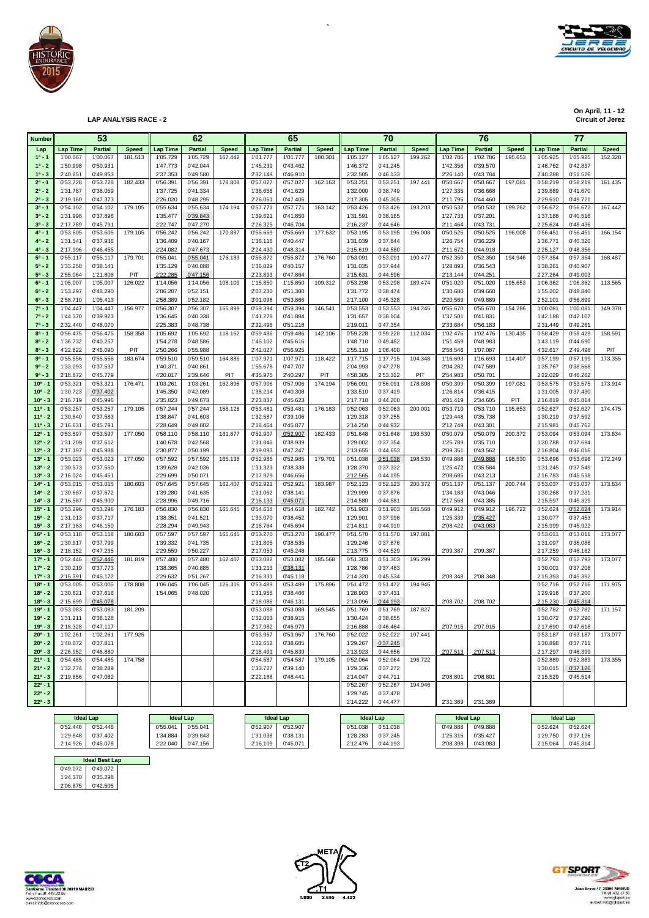**LAP ANALYSIS RACE - 2**

**On April, 11 - 12**
**Circuit of Jerez**

| Number | 53 | | | 62 | | | 65 | | | 70 | | | 76 | | | 77 | | |
|---|---|---|---|---|---|---|---|---|---|---|---|---|---|---|---|---|---|---|
| Lap | Lap Time | Partial | Speed | Lap Time | Partial | Speed | Lap Time | Partial | Speed | Lap Time | Partial | Speed | Lap Time | Partial | Speed | Lap Time | Partial | Speed |
| 1ª - 1 | 1'00.067 | 1'00.067 | 181.513 | 1'05.729 | 1'05.729 | 167.442 | 1'01.777 | 1'01.777 | 180.301 | 1'05.127 | 1'05.127 | 199.262 | 1'02.786 | 1'02.786 | 195.653 | 1'05.925 | 1'05.925 | 152.328 |
| 1ª - 2 | 1'50.998 | 0'50.931 | | 1'47.773 | 0'42.044 | | 1'45.239 | 0'43.462 | | 1'46.372 | 0'41.245 | | 1'42.356 | 0'39.570 | | 1'48.762 | 0'42.837 | |
| 1ª - 3 | 2'40.851 | 0'49.853 | | 2'37.353 | 0'49.580 | | 2'32.149 | 0'46.910 | | 2'32.505 | 0'46.133 | | 2'26.140 | 0'43.784 | | 2'40.288 | 0'51.526 | |
| 2ª - 1 | 0'53.728 | 0'53.728 | 182.433 | 0'56.391 | 0'56.391 | 178.808 | 0'57.027 | 0'57.027 | 162.163 | 0'53.251 | 0'53.251 | 197.441 | 0'50.667 | 0'50.667 | 197.081 | 0'58.219 | 0'58.219 | 161.435 |
| 2ª - 2 | 1'31.787 | 0'38.059 | | 1'37.725 | 0'41.334 | | 1'38.656 | 0'41.629 | | 1'32.000 | 0'38.749 | | 1'27.335 | 0'36.668 | | 1'39.889 | 0'41.670 | |
| 2ª - 3 | 2'19.160 | 0'47.373 | | 2'26.020 | 0'48.295 | | 2'26.061 | 0'47.405 | | 2'17.305 | 0'45.305 | | 2'11.795 | 0'44.460 | | 2'29.610 | 0'49.721 | |
| 3ª - 1 | 0'54.102 | 0'54.102 | 179.105 | 0'55.634 | 0'55.634 | 174.194 | 0'57.771 | 0'57.771 | 163.142 | 0'53.426 | 0'53.426 | 193.203 | 0'50.532 | 0'50.532 | 199.262 | 0'56.672 | 0'56.672 | 167.442 |
| 3ª - 2 | 1'31.998 | 0'37.896 | | 1'35.477 | 0'39.843 | | 1'39.621 | 0'41.850 | | 1'31.591 | 0'38.165 | | 1'27.733 | 0'37.201 | | 1'37.188 | 0'40.516 | |
| 3ª - 3 | 2'17.789 | 0'45.791 | | 2'22.747 | 0'47.270 | | 2'26.325 | 0'46.704 | | 2'16.237 | 0'44.646 | | 2'11.464 | 0'43.731 | | 2'25.624 | 0'48.436 | |
| 4ª - 1 | 0'53.605 | 0'53.605 | 179.105 | 0'56.242 | 0'56.242 | 170.887 | 0'55.669 | 0'55.669 | 177.632 | 0'53.195 | 0'53.195 | 196.008 | 0'50.525 | 0'50.525 | 196.008 | 0'56.451 | 0'56.451 | 166.154 |
| 4ª - 2 | 1'31.541 | 0'37.936 | | 1'36.409 | 0'40.167 | | 1'36.116 | 0'40.447 | | 1'31.039 | 0'37.844 | | 1'26.754 | 0'36.229 | | 1'36.771 | 0'40.320 | |
| 4ª - 3 | 2'17.996 | 0'46.455 | | 2'24.082 | 0'47.673 | | 2'24.430 | 0'48.314 | | 2'15.619 | 0'44.580 | | 2'11.672 | 0'44.918 | | 2'25.127 | 0'48.356 | |
| 5ª - 1 | 0'55.117 | 0'55.117 | 179.701 | 0'55.041 | 0'55.041 | 176.183 | 0'55.872 | 0'55.872 | 176.760 | 0'53.091 | 0'53.091 | 190.477 | 0'52.350 | 0'52.350 | 194.946 | 0'57.354 | 0'57.354 | 168.487 |
| 5ª - 2 | 1'33.258 | 0'38.141 | | 1'35.129 | 0'40.088 | | 1'36.029 | 0'40.157 | | 1'31.035 | 0'37.944 | | 1'28.893 | 0'36.543 | | 1'38.261 | 0'40.907 | |
| 5ª - 3 | 2'55.064 | 1'21.806 | PIT | 2'22.285 | 0'47.156 | | 2'23.893 | 0'47.864 | | 2'15.631 | 0'44.596 | | 2'13.144 | 0'44.251 | | 2'27.264 | 0'49.003 | |
| 6ª - 1 | 1'05.007 | 1'05.007 | 126.022 | 1'14.056 | 1'14.056 | 108.109 | 1'15.850 | 1'15.850 | 109.312 | 0'53.298 | 0'53.298 | 189.474 | 0'51.020 | 0'51.020 | 195.653 | 1'06.362 | 1'06.362 | 113.565 |
| 6ª - 2 | 1'53.297 | 0'48.290 | | 2'06.207 | 0'52.151 | | 2'07.230 | 0'51.380 | | 1'31.772 | 0'38.474 | | 1'30.680 | 0'39.660 | | 1'55.202 | 0'48.840 | |
| 6ª - 3 | 2'58.710 | 1'05.413 | | 2'58.389 | 0'52.182 | | 3'01.096 | 0'53.866 | | 2'17.100 | 0'45.328 | | 2'20.569 | 0'49.889 | | 2'52.101 | 0'56.899 | |
| 7ª - 1 | 1'04.447 | 1'04.447 | 156.977 | 0'56.307 | 0'56.307 | 165.899 | 0'59.394 | 0'59.394 | 146.541 | 0'53.553 | 0'53.553 | 194.245 | 0'55.670 | 0'55.670 | 154.286 | 1'00.081 | 1'00.081 | 149.378 |
| 7ª - 2 | 1'44.370 | 0'39.923 | | 1'36.645 | 0'40.338 | | 1'41.278 | 0'41.884 | | 1'31.657 | 0'38.104 | | 1'37.501 | 0'41.831 | | 1'42.188 | 0'42.107 | |
| 7ª - 3 | 2'32.440 | 0'48.070 | | 2'25.383 | 0'48.738 | | 2'32.496 | 0'51.218 | | 2'19.011 | 0'47.354 | | 2'33.684 | 0'56.183 | | 2'31.449 | 0'49.261 | |
| 8ª - 1 | 0'56.475 | 0'56.475 | 158.358 | 1'05.692 | 1'05.692 | 118.162 | 0'59.486 | 0'59.486 | 142.106 | 0'59.228 | 0'59.228 | 112.034 | 1'02.476 | 1'02.476 | 130.435 | 0'58.429 | 0'58.429 | 158.591 |
| 8ª - 2 | 1'36.732 | 0'40.257 | | 1'54.278 | 0'48.586 | | 1'45.102 | 0'45.616 | | 1'48.710 | 0'49.482 | | 1'51.459 | 0'48.983 | | 1'43.119 | 0'44.690 | |
| 8ª - 3 | 4'22.822 | 2'46.090 | PIT | 2'50.266 | 0'55.988 | | 2'42.027 | 0'56.925 | | 2'55.110 | 1'06.400 | | 2'58.546 | 1'07.087 | | 4'32.617 | 2'49.498 | PIT |
| 9ª - 1 | 0'55.556 | 0'55.556 | 183.674 | 0'59.510 | 0'59.510 | 164.886 | 1'07.971 | 1'07.971 | 118.422 | 1'17.715 | 1'17.715 | 104.348 | 1'16.693 | 1'16.693 | 114.407 | 0'57.199 | 0'57.199 | 173.355 |
| 9ª - 2 | 1'33.093 | 0'37.537 | | 1'40.371 | 0'40.861 | | 1'55.678 | 0'47.707 | | 2'04.993 | 0'47.278 | | 2'04.282 | 0'47.589 | | 1'35.767 | 0'38.568 | |
| 9ª - 3 | 2'18.872 | 0'45.779 | | 4'20.017 | 2'39.646 | PIT | 4'35.975 | 2'40.297 | PIT | 4'58.305 | 2'53.312 | PIT | 2'54.983 | 0'50.701 | | 2'22.029 | 0'46.262 | |
| 10ª - 1 | 0'53.321 | 0'53.321 | 176.471 | 1'03.261 | 1'03.261 | 162.896 | 0'57.906 | 0'57.906 | 174.194 | 0'56.091 | 0'56.091 | 178.808 | 0'50.399 | 0'50.399 | 197.081 | 0'53.575 | 0'53.575 | 173.914 |
| 10ª - 2 | 1'30.723 | 0'37.402 | | 1'45.350 | 0'42.089 | | 1'38.214 | 0'40.308 | | 1'33.510 | 0'37.419 | | 1'26.814 | 0'36.415 | | 1'31.005 | 0'37.430 | |
| 10ª - 3 | 2'16.719 | 0'45.996 | | 2'35.023 | 0'49.673 | | 2'23.837 | 0'45.623 | | 2'17.710 | 0'44.200 | | 4'01.419 | 2'34.605 | PIT | 2'16.819 | 0'45.814 | |
| 11ª - 1 | 0'53.257 | 0'53.257 | 179.105 | 0'57.244 | 0'57.244 | 158.126 | 0'53.481 | 0'53.481 | 176.183 | 0'52.063 | 0'52.063 | 200.001 | 0'53.710 | 0'53.710 | 195.653 | 0'52.627 | 0'52.627 | 174.475 |
| 11ª - 2 | 1'30.840 | 0'37.583 | | 1'38.847 | 0'41.603 | | 1'32.587 | 0'39.106 | | 1'29.318 | 0'37.255 | | 1'29.448 | 0'35.738 | | 1'30.219 | 0'37.592 | |
| 11ª - 3 | 2'16.631 | 0'45.791 | | 2'28.649 | 0'49.802 | | 2'18.464 | 0'45.877 | | 2'14.250 | 0'44.932 | | 2'12.749 | 0'43.301 | | 2'15.981 | 0'45.762 | |
| 12ª - 1 | 0'53.597 | 0'53.597 | 177.050 | 0'58.110 | 0'58.110 | 161.677 | 0'52.907 | 0'52.907 | 182.433 | 0'51.648 | 0'51.648 | 198.530 | 0'50.079 | 0'50.079 | 200.372 | 0'53.094 | 0'53.094 | 173.634 |
| 12ª - 2 | 1'31.209 | 0'37.612 | | 1'40.678 | 0'42.568 | | 1'31.846 | 0'38.939 | | 1'29.002 | 0'37.354 | | 1'25.789 | 0'35.710 | | 1'30.788 | 0'37.694 | |
| 12ª - 3 | 2'17.197 | 0'45.988 | | 2'30.877 | 0'50.199 | | 2'19.093 | 0'47.247 | | 2'13.655 | 0'44.653 | | 2'09.351 | 0'43.562 | | 2'16.804 | 0'46.016 | |
| 13ª - 1 | 0'53.023 | 0'53.023 | 177.050 | 0'57.592 | 0'57.592 | 165.138 | 0'52.985 | 0'52.985 | 179.701 | 0'51.038 | 0'51.038 | 198.530 | 0'49.888 | 0'49.888 | 198.530 | 0'53.696 | 0'53.696 | 172.249 |
| 13ª - 2 | 1'30.573 | 0'37.550 | | 1'39.628 | 0'42.036 | | 1'31.323 | 0'38.338 | | 1'28.370 | 0'37.332 | | 1'25.472 | 0'35.584 | | 1'31.245 | 0'37.549 | |
| 13ª - 3 | 2'16.024 | 0'45.451 | | 2'29.699 | 0'50.071 | | 2'17.979 | 0'46.656 | | 2'12.565 | 0'44.195 | | 2'08.685 | 0'43.213 | | 2'16.783 | 0'45.538 | |
| 14ª - 1 | 0'53.015 | 0'53.015 | 180.603 | 0'57.645 | 0'57.645 | 162.407 | 0'52.921 | 0'52.921 | 183.987 | 0'52.123 | 0'52.123 | 200.372 | 0'51.137 | 0'51.137 | 200.744 | 0'53.037 | 0'53.037 | 173.634 |
| 14ª - 2 | 1'30.687 | 0'37.672 | | 1'39.280 | 0'41.635 | | 1'31.062 | 0'38.141 | | 1'29.999 | 0'37.876 | | 1'34.183 | 0'43.046 | | 1'30.268 | 0'37.231 | |
| 14ª - 3 | 2'16.587 | 0'45.900 | | 2'28.996 | 0'49.716 | | 2'16.133 | 0'45.071 | | 2'14.580 | 0'44.581 | | 2'17.568 | 0'43.385 | | 2'15.597 | 0'45.329 | |
| 15ª - 1 | 0'53.296 | 0'53.296 | 176.183 | 0'56.830 | 0'56.830 | 165.645 | 0'54.618 | 0'54.618 | 182.742 | 0'51.903 | 0'51.903 | 185.568 | 0'49.912 | 0'49.912 | 196.722 | 0'52.624 | 0'52.624 | 173.914 |
| 15ª - 2 | 1'31.013 | 0'37.717 | | 1'38.351 | 0'41.521 | | 1'33.070 | 0'38.452 | | 1'29.901 | 0'37.998 | | 1'25.339 | 0'35.427 | | 1'30.077 | 0'37.453 | |
| 15ª - 3 | 2'17.163 | 0'46.150 | | 2'28.294 | 0'49.943 | | 2'18.764 | 0'45.694 | | 2'14.811 | 0'44.910 | | 2'08.422 | 0'43.083 | | 2'15.999 | 0'45.922 | |
| 16ª - 1 | 0'53.118 | 0'53.118 | 180.603 | 0'57.597 | 0'57.597 | 165.645 | 0'53.270 | 0'53.270 | 190.477 | 0'51.570 | 0'51.570 | 197.081 | | | | 0'53.011 | 0'53.011 | 173.077 |
| 16ª - 2 | 1'30.917 | 0'37.799 | | 1'39.332 | 0'41.735 | | 1'31.805 | 0'38.535 | | 1'29.246 | 0'37.676 | | | | | 1'31.097 | 0'38.086 | |
| 16ª - 3 | 2'18.152 | 0'47.235 | | 2'29.559 | 0'50.227 | | 2'17.053 | 0'45.248 | | 2'13.775 | 0'44.529 | | 2'09.387 | 2'09.387 | | 2'17.259 | 0'46.162 | |
| 17ª - 1 | 0'52.446 | 0'52.446 | 181.819 | 0'57.480 | 0'57.480 | 162.407 | 0'53.082 | 0'53.082 | 185.568 | 0'51.303 | 0'51.303 | 195.299 | | | | 0'52.793 | 0'52.793 | 173.077 |
| 17ª - 2 | 1'30.219 | 0'37.773 | | 1'38.365 | 0'40.885 | | 1'31.213 | 0'38.131 | | 1'28.786 | 0'37.483 | | | | | 1'30.001 | 0'37.208 | |
| 17ª - 3 | 2'15.391 | 0'45.172 | | 2'29.632 | 0'51.267 | | 2'16.331 | 0'45.118 | | 2'14.320 | 0'45.534 | | 2'08.348 | 2'08.348 | | 2'15.393 | 0'45.392 | |
| 18ª - 1 | 0'53.005 | 0'53.005 | 178.808 | 1'06.045 | 1'06.045 | 126.316 | 0'53.489 | 0'53.489 | 175.896 | 0'51.472 | 0'51.472 | 194.946 | | | | 0'52.716 | 0'52.716 | 171.975 |
| 18ª - 2 | 1'30.621 | 0'37.616 | | 1'54.065 | 0'48.020 | | 1'31.955 | 0'38.466 | | 1'28.903 | 0'37.431 | | | | | 1'29.916 | 0'37.200 | |
| 18ª - 3 | 2'15.699 | 0'45.078 | | | | | 2'18.086 | 0'46.131 | | 2'13.096 | 0'44.193 | | 2'08.702 | 2'08.702 | | 2'15.230 | 0'45.314 | |
| 19ª - 1 | 0'53.083 | 0'53.083 | 181.209 | | | | 0'53.088 | 0'53.088 | 169.545 | 0'51.769 | 0'51.769 | 187.827 | | | | 0'52.782 | 0'52.782 | 171.157 |
| 19ª - 2 | 1'31.211 | 0'38.128 | | | | | 1'32.003 | 0'38.915 | | 1'30.424 | 0'38.655 | | | | | 1'30.072 | 0'37.290 | |
| 19ª - 3 | 2'18.328 | 0'47.117 | | | | | 2'17.982 | 0'45.979 | | 2'16.888 | 0'46.464 | | 2'07.915 | 2'07.915 | | 2'17.690 | 0'47.618 | |
| 20ª - 1 | 1'02.261 | 1'02.261 | 177.925 | | | | 0'53.967 | 0'53.967 | 176.760 | 0'52.022 | 0'52.022 | 197.441 | | | | 0'53.187 | 0'53.187 | 173.077 |
| 20ª - 2 | 1'40.072 | 0'37.811 | | | | | 1'32.652 | 0'38.685 | | 1'29.267 | 0'37.245 | | | | | 1'30.898 | 0'37.711 | |
| 20ª - 3 | 2'26.952 | 0'46.880 | | | | | 2'18.491 | 0'45.839 | | 2'13.923 | 0'44.656 | | 2'07.513 | 2'07.513 | | 2'17.297 | 0'46.399 | |
| 21ª - 1 | 0'54.485 | 0'54.485 | 174.758 | | | | 0'54.587 | 0'54.587 | 179.105 | 0'52.064 | 0'52.064 | 196.722 | | | | 0'52.889 | 0'52.889 | 173.355 |
| 21ª - 2 | 1'32.774 | 0'38.289 | | | | | 1'33.727 | 0'39.140 | | 1'29.336 | 0'37.272 | | | | | 1'30.015 | 0'37.126 | |
| 21ª - 3 | 2'19.856 | 0'47.082 | | | | | 2'22.168 | 0'48.441 | | 2'14.047 | 0'44.711 | | 2'08.801 | 2'08.801 | | 2'15.529 | 0'45.514 | |
| 22ª - 1 | | | | | | | | | | 0'52.267 | 0'52.267 | 194.946 | | | | | | |
| 22ª - 2 | | | | | | | | | | 1'29.745 | 0'37.478 | | | | | | | |
| 22ª - 3 | | | | | | | | | | 2'14.222 | 0'44.477 | | 2'31.369 | 2'31.369 | | | | |

| Ideal Lap 53 | | Ideal Lap 62 | | Ideal Lap 65 | | Ideal Lap 70 | | Ideal Lap 76 | | Ideal Lap 77 | |
|---|---|---|---|---|---|---|---|---|---|---|---|
| 0'52.446 | 0'52.446 | 0'55.041 | 0'55.041 | 0'52.907 | 0'52.907 | 0'51.038 | 0'51.038 | 0'49.888 | 0'49.888 | 0'52.624 | 0'52.624 |
| 1'29.848 | 0'37.402 | 1'34.884 | 0'39.843 | 1'31.038 | 0'38.131 | 1'28.283 | 0'37.245 | 1'25.315 | 0'35.427 | 1'29.750 | 0'37.126 |
| 2'14.926 | 0'45.078 | 2'22.040 | 0'47.156 | 2'16.109 | 0'45.071 | 2'12.476 | 0'44.193 | 2'08.398 | 0'43.083 | 2'15.064 | 0'45.314 |

| Ideal Best Lap | |
|---|---|
| 0'49.072 | 0'49.072 |
| 1'24.370 | 0'35.298 |
| 2'06.875 | 0'42.505 |

META
T2
T1
1.880 2.995 4.423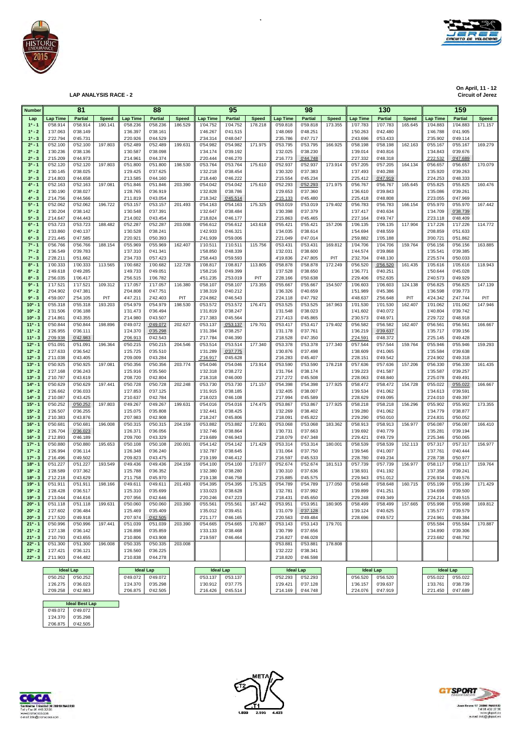**LAP ANALYSIS RACE - 2**

On April, 11 - 12
Circuit of Jerez

| Number | 81 | | | 88 | | | 95 | | | 98 | | | 130 | | | 159 | | |
|---|---|---|---|---|---|---|---|---|---|---|---|---|---|---|---|---|---|---|
| Lap | Lap Time | Partial | Speed | Lap Time | Partial | Speed | Lap Time | Partial | Speed | Lap Time | Partial | Speed | Lap Time | Partial | Speed | Lap Time | Partial | Speed |
| 1ª - 1 | 0'58.914 | 0'58.914 | 190.141 | 0'58.236 | 0'58.236 | 186.529 | 1'04.752 | 1'04.752 | 178.218 | 0'59.818 | 0'59.818 | 173.355 | 1'07.783 | 1'07.783 | 165.645 | 1'04.883 | 1'04.883 | 171.157 |
| 1ª - 2 | 1'37.063 | 0'38.149 | | 1'36.397 | 0'38.161 | | 1'46.267 | 0'41.515 | | 1'48.069 | 0'48.251 | | 1'50.263 | 0'42.480 | | 1'46.788 | 0'41.905 | |
| 1ª - 3 | 2'22.794 | 0'45.731 | | 2'20.926 | 0'44.529 | | 2'34.314 | 0'48.047 | | 2'35.786 | 0'47.717 | | 2'43.696 | 0'53.433 | | 2'35.902 | 0'49.114 | |
| 2ª - 1 | 0'52.100 | 0'52.100 | 197.803 | 0'52.489 | 0'52.489 | 199.631 | 0'54.982 | 0'54.982 | 171.975 | 0'53.795 | 0'53.795 | 166.925 | 0'58.198 | 0'58.198 | 162.163 | 0'55.167 | 0'55.167 | 169.279 |
| 2ª - 2 | 1'30.236 | 0'38.136 | | 1'30.587 | 0'38.098 | | 1'34.174 | 0'39.192 | | 1'32.025 | 0'38.230 | | 1'39.014 | 0'40.816 | | 1'34.843 | 0'39.676 | |
| 2ª - 3 | 2'15.209 | 0'44.973 | | 2'14.961 | 0'44.374 | | 2'20.444 | 0'46.270 | | 2'16.773 | 0'44.748 | | 2'27.332 | 0'48.318 | | 2'22.532 | 0'47.689 | |
| 3ª - 1 | 0'52.120 | 0'52.120 | 197.803 | 0'51.800 | 0'51.800 | 198.530 | 0'53.764 | 0'53.764 | 175.610 | 0'52.937 | 0'52.937 | 173.914 | 0'57.205 | 0'57.205 | 164.134 | 0'56.657 | 0'56.657 | 170.079 |
| 3ª - 2 | 1'30.145 | 0'38.025 | | 1'29.425 | 0'37.625 | | 1'32.218 | 0'38.454 | | 1'30.320 | 0'37.383 | | 1'37.493 | 0'40.288 | | 1'35.920 | 0'39.263 | |
| 3ª - 3 | 2'14.803 | 0'44.658 | | 2'13.585 | 0'44.160 | | 2'18.440 | 0'46.222 | | 2'15.554 | 0'45.234 | | 2'25.412 | 0'47.919 | | 2'24.253 | 0'48.333 | |
| 4ª - 1 | 0'52.163 | 0'52.163 | 197.081 | 0'51.846 | 0'51.846 | 203.390 | 0'54.042 | 0'54.042 | 175.610 | 0'52.293 | 0'52.293 | 171.975 | 0'56.767 | 0'56.767 | 165.645 | 0'55.825 | 0'55.825 | 160.476 |
| 4ª - 2 | 1'30.190 | 0'38.027 | | 1'28.765 | 0'36.919 | | 1'32.828 | 0'38.786 | | 1'29.653 | 0'37.360 | | 1'36.610 | 0'39.843 | | 1'35.086 | 0'39.261 | |
| 4ª - 3 | 2'14.756 | 0'44.566 | | 2'11.819 | 0'43.054 | | 2'18.342 | 0'45.514 | | 2'15.133 | 0'45.480 | | 2'25.418 | 0'48.808 | | 2'23.055 | 0'47.969 | |
| 5ª - 1 | 0'52.062 | 0'52.062 | 196.722 | 0'53.157 | 0'53.157 | 201.493 | 0'54.163 | 0'54.163 | 175.325 | 0'53.019 | 0'53.019 | 179.402 | 0'56.783 | 0'56.783 | 166.154 | 0'55.970 | 0'55.970 | 167.442 |
| 5ª - 2 | 1'30.204 | 0'38.142 | | 1'30.548 | 0'37.391 | | 1'32.647 | 0'38.484 | | 1'30.398 | 0'37.379 | | 1'37.417 | 0'40.634 | | 1'34.709 | 0'38.739 | |
| 5ª - 3 | 2'14.647 | 0'44.443 | | 2'14.002 | 0'43.454 | | 2'18.824 | 0'46.177 | | 2'15.863 | 0'45.465 | | 2'27.164 | 0'49.747 | | 2'23.118 | 0'48.409 | |
| 6ª - 1 | 0'53.723 | 0'53.723 | 188.482 | 0'52.287 | 0'52.287 | 203.008 | 0'56.612 | 0'56.612 | 143.618 | 0'55.421 | 0'55.421 | 157.206 | 1'06.135 | 1'06.135 | 117.904 | 1'17.226 | 1'17.226 | 114.772 |
| 6ª - 2 | 1'33.860 | 0'40.137 | | 1'30.528 | 0'38.241 | | 1'42.933 | 0'46.321 | | 1'34.035 | 0'38.614 | | 1'54.694 | 0'48.559 | | 2'08.859 | 0'51.633 | |
| 6ª - 3 | 2'21.445 | 0'47.585 | | 2'20.921 | 0'50.393 | | 2'41.939 | 0'59.006 | | 2'21.049 | 0'47.014 | | 2'59.882 | 1'05.188 | | 3'00.721 | 0'51.862 | |
| 7ª - 1 | 0'56.766 | 0'56.766 | 188.154 | 0'55.969 | 0'55.969 | 162.407 | 1'10.511 | 1'10.511 | 115.756 | 0'53.431 | 0'53.431 | 169.812 | 1'04.706 | 1'04.706 | 159.764 | 0'56.156 | 0'56.156 | 163.885 |
| 7ª - 2 | 1'36.549 | 0'39.783 | | 1'37.310 | 0'41.341 | | 1'58.850 | 0'48.339 | | 1'32.031 | 0'38.600 | | 1'44.574 | 0'39.868 | | 1'35.541 | 0'39.385 | |
| 7ª - 3 | 2'28.211 | 0'51.662 | | 2'34.733 | 0'57.423 | | 2'58.443 | 0'59.593 | | 4'19.836 | 2'47.805 | PIT | 2'32.704 | 0'48.130 | | 2'25.574 | 0'50.033 | |
| 8ª - 1 | 1'00.333 | 1'00.333 | 113.565 | 1'00.682 | 1'00.682 | 122.728 | 1'08.817 | 1'08.817 | 113.805 | 0'58.878 | 0'58.878 | 172.249 | 0'56.520 | 0'56.520 | 161.435 | 1'05.616 | 1'05.616 | 118.943 |
| 8ª - 2 | 1'49.618 | 0'49.285 | | 1'49.733 | 0'49.051 | | 1'58.216 | 0'49.399 | | 1'37.528 | 0'38.650 | | 1'36.771 | 0'40.251 | | 1'50.644 | 0'45.028 | |
| 8ª - 3 | 2'56.035 | 1'06.417 | | 2'56.515 | 1'06.782 | | 4'51.235 | 2'53.019 | PIT | 2'28.166 | 0'50.638 | | 2'29.406 | 0'52.635 | | 2'40.573 | 0'49.929 | |
| 9ª - 1 | 1'17.521 | 1'17.521 | 109.312 | 1'17.057 | 1'17.057 | 116.380 | 0'58.107 | 0'58.107 | 173.355 | 0'55.667 | 0'55.667 | 154.507 | 1'06.603 | 1'06.603 | 124.138 | 0'56.825 | 0'56.825 | 147.139 |
| 9ª - 2 | 2'04.902 | 0'47.381 | | 2'04.808 | 0'47.751 | | 1'38.319 | 0'40.212 | | 1'36.326 | 0'40.659 | | 1'51.989 | 0'45.386 | | 1'36.598 | 0'39.773 | |
| 9ª - 3 | 4'59.007 | 2'54.105 | PIT | 4'47.211 | 2'42.403 | PIT | 2'24.862 | 0'46.543 | | 2'24.118 | 0'47.792 | | 4'48.637 | 2'56.648 | PIT | 4'24.342 | 2'47.744 | PIT |
| 10ª - 1 | 0'55.318 | 0'55.318 | 193.203 | 0'54.979 | 0'54.979 | 198.530 | 0'53.572 | 0'53.572 | 176.471 | 0'53.525 | 0'53.525 | 167.963 | 1'01.530 | 1'01.530 | 162.407 | 1'01.062 | 1'01.062 | 147.946 |
| 10ª - 2 | 1'31.506 | 0'36.188 | | 1'31.473 | 0'36.494 | | 1'31.819 | 0'38.247 | | 1'31.548 | 0'38.023 | | 1'41.602 | 0'40.072 | | 1'40.804 | 0'39.742 | |
| 10ª - 3 | 2'14.861 | 0'43.355 | | 2'14.980 | 0'43.507 | | 2'17.383 | 0'45.564 | | 2'17.413 | 0'45.865 | | 2'30.573 | 0'48.971 | | 2'29.722 | 0'48.918 | |
| 11ª - 1 | 0'50.844 | 0'50.844 | 198.896 | 0'49.072 | 0'49.072 | 202.627 | 0'53.137 | 0'53.137 | 179.701 | 0'53.417 | 0'53.417 | 179.402 | 0'56.582 | 0'56.582 | 162.407 | 0'56.561 | 0'56.561 | 166.667 |
| 11ª - 2 | 1'26.955 | 0'36.111 | | 1'24.370 | 0'35.298 | | 1'31.394 | 0'38.257 | | 1'31.178 | 0'37.761 | | 1'36.219 | 0'39.637 | | 1'35.717 | 0'39.156 | |
| 11ª - 3 | 2'09.938 | 0'42.983 | | 2'06.913 | 0'42.543 | | 2'17.784 | 0'46.390 | | 2'18.528 | 0'47.350 | | 2'24.591 | 0'48.372 | | 2'25.145 | 0'49.428 | |
| 12ª - 1 | 0'51.091 | 0'51.091 | 196.364 | 0'50.215 | 0'50.215 | 204.546 | 0'53.514 | 0'53.514 | 177.340 | 0'53.378 | 0'53.378 | 177.340 | 0'57.544 | 0'57.544 | 159.764 | 0'55.946 | 0'55.946 | 159.293 |
| 12ª - 2 | 1'27.633 | 0'36.542 | | 1'25.725 | 0'35.510 | | 1'31.289 | 0'37.775 | | 1'30.876 | 0'37.498 | | 1'38.609 | 0'41.065 | | 1'35.584 | 0'39.638 | |
| 12ª - 3 | 2'11.038 | 0'43.405 | | 2'09.009 | 0'43.284 | | 2'16.917 | 0'45.628 | | 2'16.283 | 0'45.407 | | 2'28.151 | 0'49.542 | | 2'24.902 | 0'49.318 | |
| 13ª - 1 | 0'50.925 | 0'50.925 | 197.081 | 0'50.356 | 0'50.356 | 203.774 | 0'54.046 | 0'54.046 | 173.914 | 0'53.590 | 0'53.590 | 178.218 | 0'57.636 | 0'57.636 | 157.206 | 0'56.330 | 0'56.330 | 161.435 |
| 13ª - 2 | 1'27.168 | 0'36.243 | | 1'25.916 | 0'35.560 | | 1'32.318 | 0'38.272 | | 1'31.764 | 0'38.174 | | 1'39.223 | 0'41.587 | | 1'35.587 | 0'39.257 | |
| 13ª - 3 | 2'10.787 | 0'43.619 | | 2'08.720 | 0'42.804 | | 2'18.318 | 0'46.000 | | 2'17.272 | 0'45.508 | | 2'28.063 | 0'48.840 | | 2'25.078 | 0'49.491 | |
| 14ª - 1 | 0'50.629 | 0'50.629 | 197.441 | 0'50.728 | 0'50.728 | 202.248 | 0'53.730 | 0'53.730 | 171.157 | 0'54.398 | 0'54.398 | 177.925 | 0'58.472 | 0'58.472 | 154.728 | 0'55.022 | 0'55.022 | 166.667 |
| 14ª - 2 | 1'26.662 | 0'36.033 | | 1'27.853 | 0'37.125 | | 1'31.915 | 0'38.185 | | 1'32.405 | 0'38.007 | | 1'39.534 | 0'41.062 | | 1'34.613 | 0'39.591 | |
| 14ª - 3 | 2'10.087 | 0'43.425 | | 2'10.637 | 0'42.784 | | 2'18.023 | 0'46.108 | | 2'17.994 | 0'45.589 | | 2'28.629 | 0'49.095 | | 2'24.010 | 0'49.397 | |
| 15ª - 1 | 0'50.252 | 0'50.252 | 197.803 | 0'49.267 | 0'49.267 | 199.631 | 0'54.016 | 0'54.016 | 174.475 | 0'53.867 | 0'53.867 | 177.925 | 0'58.218 | 0'58.218 | 156.296 | 0'55.902 | 0'55.902 | 173.355 |
| 15ª - 2 | 1'26.507 | 0'36.255 | | 1'25.075 | 0'35.808 | | 1'32.441 | 0'38.425 | | 1'32.269 | 0'38.402 | | 1'39.280 | 0'41.062 | | 1'34.779 | 0'38.877 | |
| 15ª - 3 | 2'10.383 | 0'43.876 | | 2'07.983 | 0'42.908 | | 2'18.247 | 0'45.806 | | 2'18.091 | 0'45.822 | | 2'29.290 | 0'50.010 | | 2'24.831 | 0'50.052 | |
| 16ª - 1 | 0'50.681 | 0'50.681 | 196.008 | 0'50.315 | 0'50.315 | 204.159 | 0'53.882 | 0'53.882 | 172.801 | 0'53.068 | 0'53.068 | 183.362 | 0'58.913 | 0'58.913 | 156.977 | 0'56.087 | 0'56.087 | 166.410 |
| 16ª - 2 | 1'26.704 | 0'36.023 | | 1'26.371 | 0'36.056 | | 1'32.746 | 0'38.864 | | 1'30.731 | 0'37.663 | | 1'39.692 | 0'40.779 | | 1'35.281 | 0'39.194 | |
| 16ª - 3 | 2'12.893 | 0'46.189 | | 2'09.700 | 0'43.329 | | 2'19.689 | 0'46.943 | | 2'18.079 | 0'47.348 | | 2'29.421 | 0'49.729 | | 2'25.346 | 0'50.065 | |
| 17ª - 1 | 0'50.880 | 0'50.880 | 195.653 | 0'50.108 | 0'50.108 | 200.001 | 0'54.142 | 0'54.142 | 171.429 | 0'53.314 | 0'53.314 | 180.001 | 0'58.539 | 0'58.539 | 152.113 | 0'57.317 | 0'57.317 | 156.977 |
| 17ª - 2 | 1'26.994 | 0'36.114 | | 1'26.348 | 0'36.240 | | 1'32.787 | 0'38.645 | | 1'31.064 | 0'37.750 | | 1'39.546 | 0'41.007 | | 1'37.761 | 0'40.444 | |
| 17ª - 3 | 2'16.496 | 0'49.502 | | 2'09.823 | 0'43.475 | | 2'19.199 | 0'46.412 | | 2'16.597 | 0'45.533 | | 2'28.780 | 0'49.234 | | 2'28.738 | 0'50.977 | |
| 18ª - 1 | 0'51.227 | 0'51.227 | 193.549 | 0'49.436 | 0'49.436 | 204.159 | 0'54.100 | 0'54.100 | 173.077 | 0'52.674 | 0'52.674 | 181.513 | 0'57.739 | 0'57.739 | 156.977 | 0'58.117 | 0'58.117 | 159.764 |
| 18ª - 2 | 1'28.589 | 0'37.362 | | 1'25.788 | 0'36.352 | | 1'32.380 | 0'38.280 | | 1'30.310 | 0'37.636 | | 1'38.931 | 0'41.192 | | 1'37.358 | 0'39.241 | |
| 18ª - 3 | 2'12.218 | 0'43.629 | | 2'11.758 | 0'45.970 | | 2'19.138 | 0'46.758 | | 2'15.885 | 0'45.575 | | 2'29.943 | 0'51.012 | | 2'26.934 | 0'49.576 | |
| 19ª - 1 | 0'51.911 | 0'51.911 | 198.166 | 0'49.611 | 0'49.611 | 201.493 | 0'54.395 | 0'54.395 | 175.325 | 0'54.789 | 0'54.789 | 177.050 | 0'58.648 | 0'58.648 | 160.715 | 0'55.199 | 0'55.199 | 171.429 |
| 19ª - 2 | 1'28.428 | 0'36.517 | | 1'25.310 | 0'35.699 | | 1'33.023 | 0'38.628 | | 1'32.781 | 0'37.992 | | 1'39.899 | 0'41.251 | | 1'34.699 | 0'39.500 | |
| 19ª - 3 | 2'13.044 | 0'44.616 | | 2'07.956 | 0'42.646 | | 2'20.246 | 0'47.223 | | 2'18.431 | 0'45.650 | | 2'29.248 | 0'49.349 | | 2'24.214 | 0'49.515 | |
| 20ª - 1 | 0'51.118 | 0'51.118 | 199.631 | 0'50.060 | 0'50.060 | 203.390 | 0'55.561 | 0'55.561 | 167.442 | 0'53.951 | 0'53.951 | 180.905 | 0'58.499 | 0'58.499 | 157.665 | 0'55.998 | 0'55.998 | 169.812 |
| 20ª - 2 | 1'27.602 | 0'36.484 | | 1'25.469 | 0'35.409 | | 1'35.012 | 0'39.451 | | 1'31.079 | 0'37.128 | | 1'39.124 | 0'40.625 | | 1'35.577 | 0'39.579 | |
| 20ª - 3 | 2'17.520 | 0'49.918 | | 2'07.974 | 0'42.505 | | 2'21.177 | 0'46.165 | | 2'20.563 | 0'49.484 | | 2'28.696 | 0'49.572 | | 2'24.961 | 0'49.384 | |
| 21ª - 1 | 0'50.996 | 0'50.996 | 197.441 | 0'51.039 | 0'51.039 | 203.390 | 0'54.665 | 0'54.665 | 170.887 | 0'53.143 | 0'53.143 | 179.701 | | | | 0'55.584 | 0'55.584 | 170.887 |
| 21ª - 2 | 1'27.138 | 0'36.142 | | 1'26.898 | 0'35.859 | | 1'33.133 | 0'38.468 | | 1'30.799 | 0'37.656 | | | | | 1'34.890 | 0'39.306 | |
| 21ª - 3 | 2'10.793 | 0'43.655 | | 2'10.806 | 0'43.908 | | 2'19.597 | 0'46.464 | | 2'16.827 | 0'46.028 | | | | | 2'23.682 | 0'48.792 | |
| 22ª - 1 | 0'51.300 | 0'51.300 | 196.008 | 0'50.335 | 0'50.335 | 203.008 | | | | 0'53.881 | 0'53.881 | 178.808 | | | | | | |
| 22ª - 2 | 1'27.421 | 0'36.121 | | 1'26.560 | 0'36.225 | | | | | 1'32.222 | 0'38.341 | | | | | | | |
| 22ª - 3 | 2'11.903 | 0'44.482 | | 2'10.838 | 0'44.278 | | | | | 2'18.820 | 0'46.598 | | | | | | | |

| Ideal Lap 81 | | Ideal Lap 88 | | Ideal Lap 95 | | Ideal Lap 98 | | Ideal Lap 130 | | Ideal Lap 159 | |
|---|---|---|---|---|---|---|---|---|---|---|---|
| 0'50.252 | 0'50.252 | 0'49.072 | 0'49.072 | 0'53.137 | 0'53.137 | 0'52.293 | 0'52.293 | 0'56.520 | 0'56.520 | 0'55.022 | 0'55.022 |
| 1'26.275 | 0'36.023 | 1'24.370 | 0'35.298 | 1'30.912 | 0'37.775 | 1'29.421 | 0'37.128 | 1'36.157 | 0'39.637 | 1'33.761 | 0'38.739 |
| 2'09.258 | 0'42.983 | 2'06.875 | 0'42.505 | 2'16.426 | 0'45.514 | 2'14.169 | 0'44.748 | 2'24.076 | 0'47.919 | 2'21.450 | 0'47.689 |

| Ideal Best Lap | |
|---|---|
| 0'49.072 | 0'49.072 |
| 1'24.370 | 0'35.298 |
| 2'06.875 | 0'42.505 |

META
T2
T1
1.800 2.995 4.423

Santísima Trinidad 30 28010 MADRID
Telf y Fax 91 448.32.08
www.cronococa.com
e-mail: info@cronococa.com

Juan Bravo 17 28006 MADRID
Tel 91 432.37.50
www.gtsport.es
e-mail: info@gtsport.es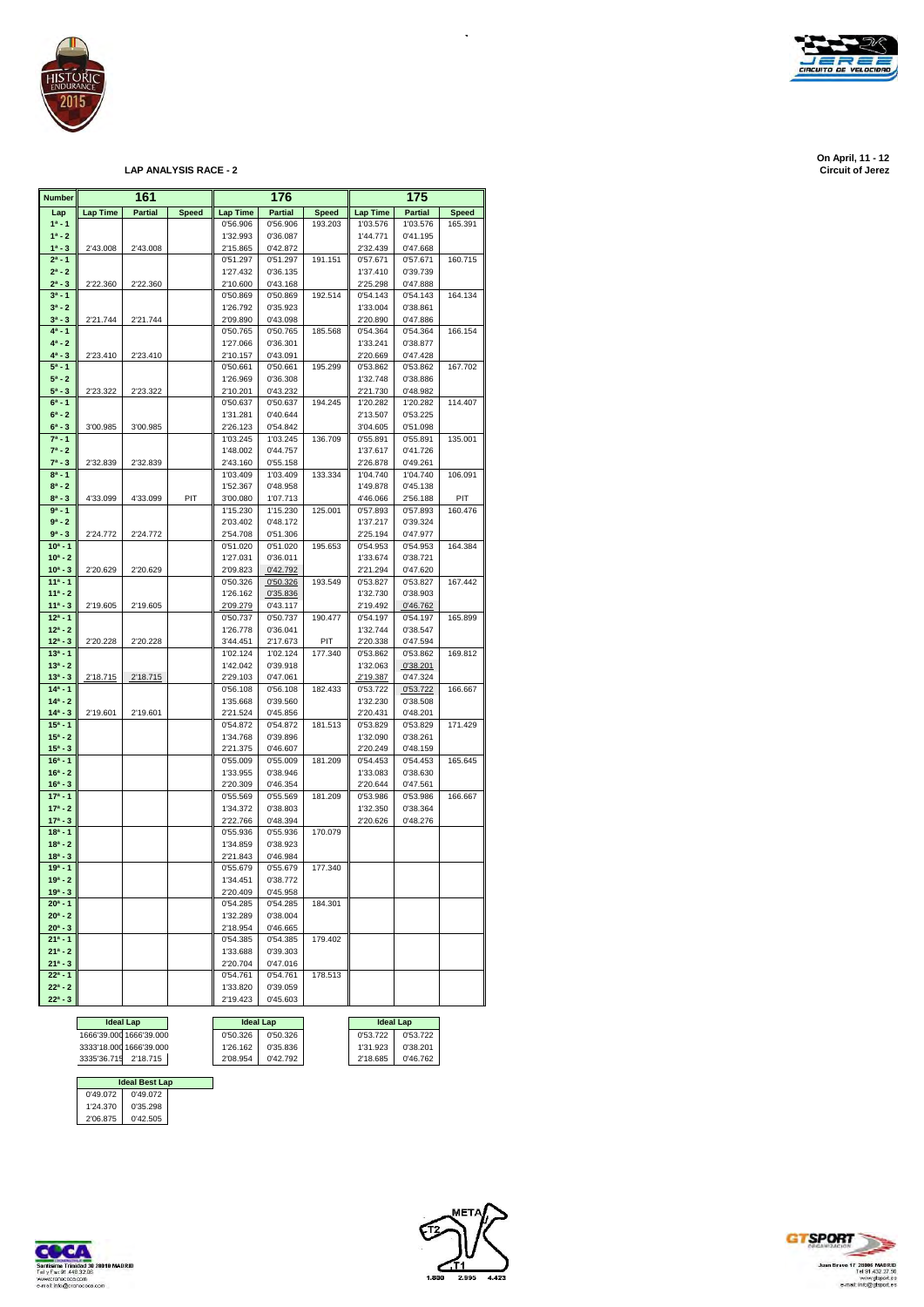**On April, 11 - 12**
**Circuit of Jerez**

## LAP ANALYSIS RACE - 2

| Number | 161 | | | 176 | | | 175 | | |
|---|---|---|---|---|---|---|---|---|---|
| Lap | Lap Time | Partial | Speed | Lap Time | Partial | Speed | Lap Time | Partial | Speed |
| 1ª - 1 | | | | 0'56.906 | 0'56.906 | 193.203 | 1'03.576 | 1'03.576 | 165.391 |
| 1ª - 2 | | | | 1'32.993 | 0'36.087 | | 1'44.771 | 0'41.195 | |
| 1ª - 3 | 2'43.008 | 2'43.008 | | 2'15.865 | 0'42.872 | | 2'32.439 | 0'47.668 | |
| 2ª - 1 | | | | 0'51.297 | 0'51.297 | 191.151 | 0'57.671 | 0'57.671 | 160.715 |
| 2ª - 2 | | | | 1'27.432 | 0'36.135 | | 1'37.410 | 0'39.739 | |
| 2ª - 3 | 2'22.360 | 2'22.360 | | 2'10.600 | 0'43.168 | | 2'25.298 | 0'47.888 | |
| 3ª - 1 | | | | 0'50.869 | 0'50.869 | 192.514 | 0'54.143 | 0'54.143 | 164.134 |
| 3ª - 2 | | | | 1'26.792 | 0'35.923 | | 1'33.004 | 0'38.861 | |
| 3ª - 3 | 2'21.744 | 2'21.744 | | 2'09.890 | 0'43.098 | | 2'20.890 | 0'47.886 | |
| 4ª - 1 | | | | 0'50.765 | 0'50.765 | 185.568 | 0'54.364 | 0'54.364 | 166.154 |
| 4ª - 2 | | | | 1'27.066 | 0'36.301 | | 1'33.241 | 0'38.877 | |
| 4ª - 3 | 2'23.410 | 2'23.410 | | 2'10.157 | 0'43.091 | | 2'20.669 | 0'47.428 | |
| 5ª - 1 | | | | 0'50.661 | 0'50.661 | 195.299 | 0'53.862 | 0'53.862 | 167.702 |
| 5ª - 2 | | | | 1'26.969 | 0'36.308 | | 1'32.748 | 0'38.886 | |
| 5ª - 3 | 2'23.322 | 2'23.322 | | 2'10.201 | 0'43.232 | | 2'21.730 | 0'48.982 | |
| 6ª - 1 | | | | 0'50.637 | 0'50.637 | 194.245 | 1'20.282 | 1'20.282 | 114.407 |
| 6ª - 2 | | | | 1'31.281 | 0'40.644 | | 2'13.507 | 0'53.225 | |
| 6ª - 3 | 3'00.985 | 3'00.985 | | 2'26.123 | 0'54.842 | | 3'04.605 | 0'51.098 | |
| 7ª - 1 | | | | 1'03.245 | 1'03.245 | 136.709 | 0'55.891 | 0'55.891 | 135.001 |
| 7ª - 2 | | | | 1'48.002 | 0'44.757 | | 1'37.617 | 0'41.726 | |
| 7ª - 3 | 2'32.839 | 2'32.839 | | 2'43.160 | 0'55.158 | | 2'26.878 | 0'49.261 | |
| 8ª - 1 | | | | 1'03.409 | 1'03.409 | 133.334 | 1'04.740 | 1'04.740 | 106.091 |
| 8ª - 2 | | | | 1'52.367 | 0'48.958 | | 1'49.878 | 0'45.138 | |
| 8ª - 3 | 4'33.099 | 4'33.099 | PIT | 3'00.080 | 1'07.713 | | 4'46.066 | 2'56.188 | PIT |
| 9ª - 1 | | | | 1'15.230 | 1'15.230 | 125.001 | 0'57.893 | 0'57.893 | 160.476 |
| 9ª - 2 | | | | 2'03.402 | 0'48.172 | | 1'37.217 | 0'39.324 | |
| 9ª - 3 | 2'24.772 | 2'24.772 | | 2'54.708 | 0'51.306 | | 2'25.194 | 0'47.977 | |
| 10ª - 1 | | | | 0'51.020 | 0'51.020 | 195.653 | 0'54.953 | 0'54.953 | 164.384 |
| 10ª - 2 | | | | 1'27.031 | 0'36.011 | | 1'33.674 | 0'38.721 | |
| 10ª - 3 | 2'20.629 | 2'20.629 | | 2'09.823 | 0'42.792 | | 2'21.294 | 0'47.620 | |
| 11ª - 1 | | | | 0'50.326 | 0'50.326 | 193.549 | 0'53.827 | 0'53.827 | 167.442 |
| 11ª - 2 | | | | 1'26.162 | 0'35.836 | | 1'32.730 | 0'38.903 | |
| 11ª - 3 | 2'19.605 | 2'19.605 | | 2'09.279 | 0'43.117 | | 2'19.492 | 0'46.762 | |
| 12ª - 1 | | | | 0'50.737 | 0'50.737 | 190.477 | 0'54.197 | 0'54.197 | 165.899 |
| 12ª - 2 | | | | 1'26.778 | 0'36.041 | | 1'32.744 | 0'38.547 | |
| 12ª - 3 | 2'20.228 | 2'20.228 | | 3'44.451 | 2'17.673 | PIT | 2'20.338 | 0'47.594 | |
| 13ª - 1 | | | | 1'02.124 | 1'02.124 | 177.340 | 0'53.862 | 0'53.862 | 169.812 |
| 13ª - 2 | | | | 1'42.042 | 0'39.918 | | 1'32.063 | 0'38.201 | |
| 13ª - 3 | 2'18.715 | 2'18.715 | | 2'29.103 | 0'47.061 | | 2'19.387 | 0'47.324 | |
| 14ª - 1 | | | | 0'56.108 | 0'56.108 | 182.433 | 0'53.722 | 0'53.722 | 166.667 |
| 14ª - 2 | | | | 1'35.668 | 0'39.560 | | 1'32.230 | 0'38.508 | |
| 14ª - 3 | 2'19.601 | 2'19.601 | | 2'21.524 | 0'45.856 | | 2'20.431 | 0'48.201 | |
| 15ª - 1 | | | | 0'54.872 | 0'54.872 | 181.513 | 0'53.829 | 0'53.829 | 171.429 |
| 15ª - 2 | | | | 1'34.768 | 0'39.896 | | 1'32.090 | 0'38.261 | |
| 15ª - 3 | | | | 2'21.375 | 0'46.607 | | 2'20.249 | 0'48.159 | |
| 16ª - 1 | | | | 0'55.009 | 0'55.009 | 181.209 | 0'54.453 | 0'54.453 | 165.645 |
| 16ª - 2 | | | | 1'33.955 | 0'38.946 | | 1'33.083 | 0'38.630 | |
| 16ª - 3 | | | | 2'20.309 | 0'46.354 | | 2'20.644 | 0'47.561 | |
| 17ª - 1 | | | | 0'55.569 | 0'55.569 | 181.209 | 0'53.986 | 0'53.986 | 166.667 |
| 17ª - 2 | | | | 1'34.372 | 0'38.803 | | 1'32.350 | 0'38.364 | |
| 17ª - 3 | | | | 2'22.766 | 0'48.394 | | 2'20.626 | 0'48.276 | |
| 18ª - 1 | | | | 0'55.936 | 0'55.936 | 170.079 | | | |
| 18ª - 2 | | | | 1'34.859 | 0'38.923 | | | | |
| 18ª - 3 | | | | 2'21.843 | 0'46.984 | | | | |
| 19ª - 1 | | | | 0'55.679 | 0'55.679 | 177.340 | | | |
| 19ª - 2 | | | | 1'34.451 | 0'38.772 | | | | |
| 19ª - 3 | | | | 2'20.409 | 0'45.958 | | | | |
| 20ª - 1 | | | | 0'54.285 | 0'54.285 | 184.301 | | | |
| 20ª - 2 | | | | 1'32.289 | 0'38.004 | | | | |
| 20ª - 3 | | | | 2'18.954 | 0'46.665 | | | | |
| 21ª - 1 | | | | 0'54.385 | 0'54.385 | 179.402 | | | |
| 21ª - 2 | | | | 1'33.688 | 0'39.303 | | | | |
| 21ª - 3 | | | | 2'20.704 | 0'47.016 | | | | |
| 22ª - 1 | | | | 0'54.761 | 0'54.761 | 178.513 | | | |
| 22ª - 2 | | | | 1'33.820 | 0'39.059 | | | | |
| 22ª - 3 | | | | 2'19.423 | 0'45.603 | | | | |

| Ideal Lap (161) | | Ideal Lap (176) | | Ideal Lap (175) | |
|---|---|---|---|---|---|
| 1666'39.000 | 1666'39.000 | 0'50.326 | 0'50.326 | 0'53.722 | 0'53.722 |
| 3333'18.000 | 1666'39.000 | 1'26.162 | 0'35.836 | 1'31.923 | 0'38.201 |
| 3335'36.715 | 2'18.715 | 2'08.954 | 0'42.792 | 2'18.685 | 0'46.762 |

| Ideal Best Lap | |
|---|---|
| 0'49.072 | 0'49.072 |
| 1'24.370 | 0'35.298 |
| 2'06.875 | 0'42.505 |

Santísima Trinidad 30 28010 MADRID
Tel y Fax 91 448.32.08
www.cronococa.com
e-mail: info@cronococa.com

META
T2
T1
1.800 2.995 4.423

Juan Bravo 17 28006 MADRID
Tel 91 432.37.50
www.gtsport.es
e-mail: info@gtsport.es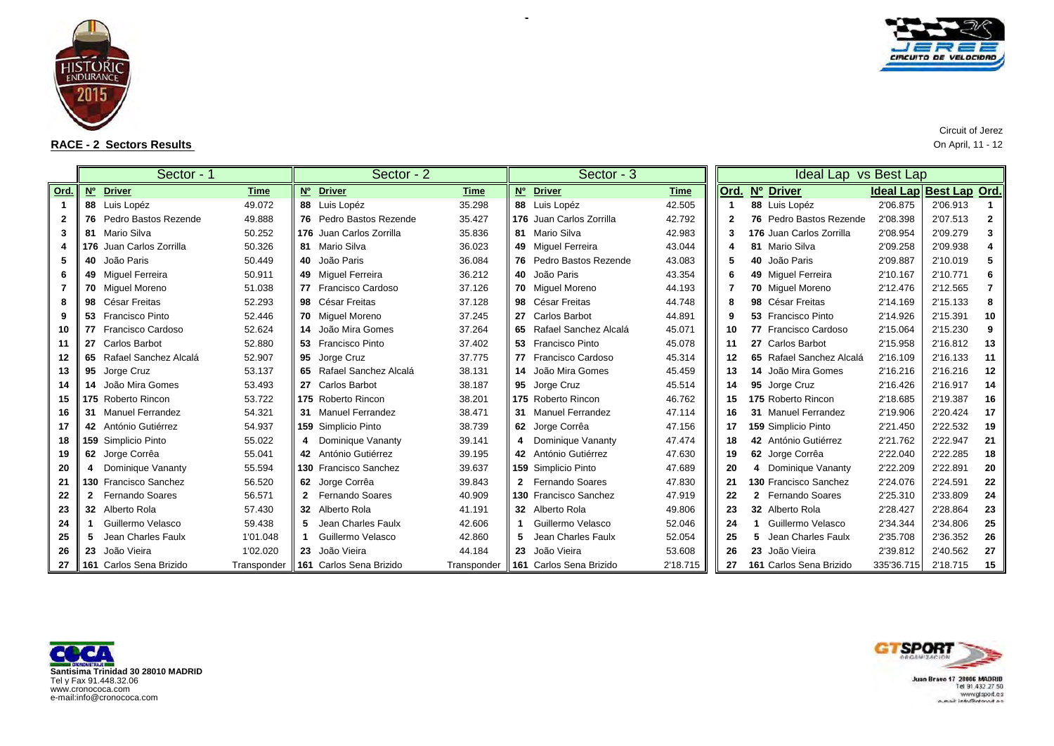## RACE - 2 Sectors Results

Circuit of Jerez
On April, 11 - 12

| | Sector - 1 | | | Sector - 2 | | | Sector - 3 | | | Ideal Lap vs Best Lap | | | | | |
|---|---|---|---|---|---|---|---|---|---|---|---|---|---|---|---|
| Ord. | Nº | Driver | Time | Nº | Driver | Time | Nº | Driver | Time | Ord. | Nº | Driver | Ideal Lap | Best Lap | Ord. |
| 1 | 88 | Luis Lopéz | 49.072 | 88 | Luis Lopéz | 35.298 | 88 | Luis Lopéz | 42.505 | 1 | 88 | Luis Lopéz | 2'06.875 | 2'06.913 | 1 |
| 2 | 76 | Pedro Bastos Rezende | 49.888 | 76 | Pedro Bastos Rezende | 35.427 | 176 | Juan Carlos Zorrilla | 42.792 | 2 | 76 | Pedro Bastos Rezende | 2'08.398 | 2'07.513 | 2 |
| 3 | 81 | Mario Silva | 50.252 | 176 | Juan Carlos Zorrilla | 35.836 | 81 | Mario Silva | 42.983 | 3 | 176 | Juan Carlos Zorrilla | 2'08.954 | 2'09.279 | 3 |
| 4 | 176 | Juan Carlos Zorrilla | 50.326 | 81 | Mario Silva | 36.023 | 49 | Miguel Ferreira | 43.044 | 4 | 81 | Mario Silva | 2'09.258 | 2'09.938 | 4 |
| 5 | 40 | João Paris | 50.449 | 40 | João Paris | 36.084 | 76 | Pedro Bastos Rezende | 43.083 | 5 | 40 | João Paris | 2'09.887 | 2'10.019 | 5 |
| 6 | 49 | Miguel Ferreira | 50.911 | 49 | Miguel Ferreira | 36.212 | 40 | João Paris | 43.354 | 6 | 49 | Miguel Ferreira | 2'10.167 | 2'10.771 | 6 |
| 7 | 70 | Miguel Moreno | 51.038 | 77 | Francisco Cardoso | 37.126 | 70 | Miguel Moreno | 44.193 | 7 | 70 | Miguel Moreno | 2'12.476 | 2'12.565 | 7 |
| 8 | 98 | César Freitas | 52.293 | 98 | César Freitas | 37.128 | 98 | César Freitas | 44.748 | 8 | 98 | César Freitas | 2'14.169 | 2'15.133 | 8 |
| 9 | 53 | Francisco Pinto | 52.446 | 70 | Miguel Moreno | 37.245 | 27 | Carlos Barbot | 44.891 | 9 | 53 | Francisco Pinto | 2'14.926 | 2'15.391 | 10 |
| 10 | 77 | Francisco Cardoso | 52.624 | 14 | João Mira Gomes | 37.264 | 65 | Rafael Sanchez Alcalá | 45.071 | 10 | 77 | Francisco Cardoso | 2'15.064 | 2'15.230 | 9 |
| 11 | 27 | Carlos Barbot | 52.880 | 53 | Francisco Pinto | 37.402 | 53 | Francisco Pinto | 45.078 | 11 | 27 | Carlos Barbot | 2'15.958 | 2'16.812 | 13 |
| 12 | 65 | Rafael Sanchez Alcalá | 52.907 | 95 | Jorge Cruz | 37.775 | 77 | Francisco Cardoso | 45.314 | 12 | 65 | Rafael Sanchez Alcalá | 2'16.109 | 2'16.133 | 11 |
| 13 | 95 | Jorge Cruz | 53.137 | 65 | Rafael Sanchez Alcalá | 38.131 | 14 | João Mira Gomes | 45.459 | 13 | 14 | João Mira Gomes | 2'16.216 | 2'16.216 | 12 |
| 14 | 14 | João Mira Gomes | 53.493 | 27 | Carlos Barbot | 38.187 | 95 | Jorge Cruz | 45.514 | 14 | 95 | Jorge Cruz | 2'16.426 | 2'16.917 | 14 |
| 15 | 175 | Roberto Rincon | 53.722 | 175 | Roberto Rincon | 38.201 | 175 | Roberto Rincon | 46.762 | 15 | 175 | Roberto Rincon | 2'18.685 | 2'19.387 | 16 |
| 16 | 31 | Manuel Ferrandez | 54.321 | 31 | Manuel Ferrandez | 38.471 | 31 | Manuel Ferrandez | 47.114 | 16 | 31 | Manuel Ferrandez | 2'19.906 | 2'20.424 | 17 |
| 17 | 42 | António Gutiérrez | 54.937 | 159 | Simplicio Pinto | 38.739 | 62 | Jorge Corrêa | 47.156 | 17 | 159 | Simplicio Pinto | 2'21.450 | 2'22.532 | 19 |
| 18 | 159 | Simplicio Pinto | 55.022 | 4 | Dominique Vananty | 39.141 | 4 | Dominique Vananty | 47.474 | 18 | 42 | António Gutiérrez | 2'21.762 | 2'22.947 | 21 |
| 19 | 62 | Jorge Corrêa | 55.041 | 42 | António Gutiérrez | 39.195 | 42 | António Gutiérrez | 47.630 | 19 | 62 | Jorge Corrêa | 2'22.040 | 2'22.285 | 18 |
| 20 | 4 | Dominique Vananty | 55.594 | 130 | Francisco Sanchez | 39.637 | 159 | Simplicio Pinto | 47.689 | 20 | 4 | Dominique Vananty | 2'22.209 | 2'22.891 | 20 |
| 21 | 130 | Francisco Sanchez | 56.520 | 62 | Jorge Corrêa | 39.843 | 2 | Fernando Soares | 47.830 | 21 | 130 | Francisco Sanchez | 2'24.076 | 2'24.591 | 22 |
| 22 | 2 | Fernando Soares | 56.571 | 2 | Fernando Soares | 40.909 | 130 | Francisco Sanchez | 47.919 | 22 | 2 | Fernando Soares | 2'25.310 | 2'33.809 | 24 |
| 23 | 32 | Alberto Rola | 57.430 | 32 | Alberto Rola | 41.191 | 32 | Alberto Rola | 49.806 | 23 | 32 | Alberto Rola | 2'28.427 | 2'28.864 | 23 |
| 24 | 1 | Guillermo Velasco | 59.438 | 5 | Jean Charles Faulx | 42.606 | 1 | Guillermo Velasco | 52.046 | 24 | 1 | Guillermo Velasco | 2'34.344 | 2'34.806 | 25 |
| 25 | 5 | Jean Charles Faulx | 1'01.048 | 1 | Guillermo Velasco | 42.860 | 5 | Jean Charles Faulx | 52.054 | 25 | 5 | Jean Charles Faulx | 2'35.708 | 2'36.352 | 26 |
| 26 | 23 | João Vieira | 1'02.020 | 23 | João Vieira | 44.184 | 23 | João Vieira | 53.608 | 26 | 23 | João Vieira | 2'39.812 | 2'40.562 | 27 |
| 27 | 161 | Carlos Sena Brizido | Transponder | 161 | Carlos Sena Brizido | Transponder | 161 | Carlos Sena Brizido | 2'18.715 | 27 | 161 | Carlos Sena Brizido | 335'36.715 | 2'18.715 | 15 |

**Santisima Trinidad 30 28010 MADRID**
Tel y Fax 91.448.32.06
www.cronococa.com
e-mail:info@cronococa.com

Juan Bravo 17 28006 MADRID
Tel 91 432 27 50
www.gtsport.es
e-mail info@gtsport.es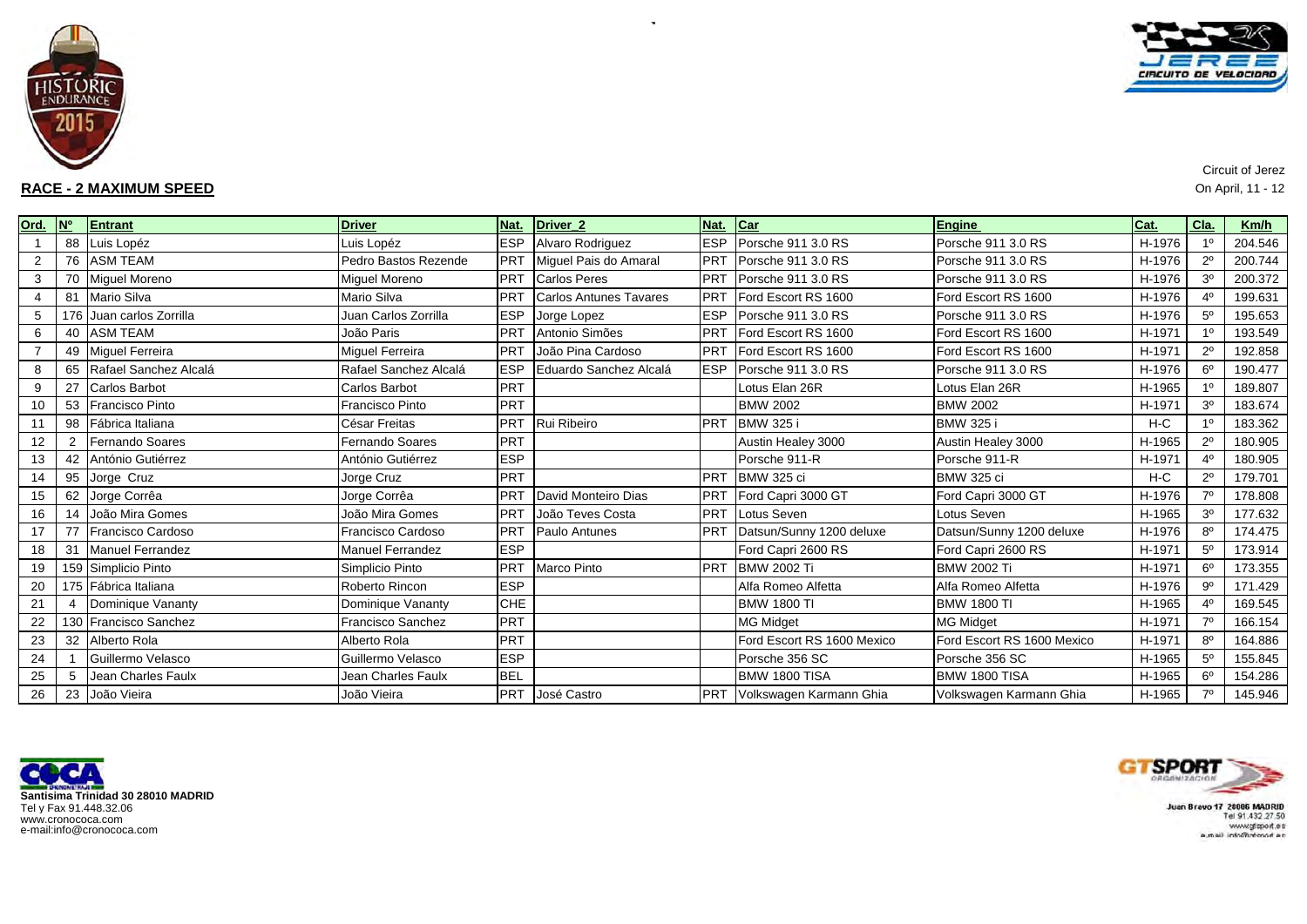Circuit of Jerez

## RACE - 2 MAXIMUM SPEED

On April, 11 - 12

| Ord. | Nº | Entrant | Driver | Nat. | Driver_2 | Nat. | Car | Engine | Cat. | Cla. | Km/h |
|---|---|---|---|---|---|---|---|---|---|---|---|
| 1 | 88 | Luis Lopéz | Luis Lopéz | ESP | Alvaro Rodriguez | ESP | Porsche 911 3.0 RS | Porsche 911 3.0 RS | H-1976 | 1º | 204.546 |
| 2 | 76 | ASM TEAM | Pedro Bastos Rezende | PRT | Miguel Pais do Amaral | PRT | Porsche 911 3.0 RS | Porsche 911 3.0 RS | H-1976 | 2º | 200.744 |
| 3 | 70 | Miguel Moreno | Miguel Moreno | PRT | Carlos Peres | PRT | Porsche 911 3.0 RS | Porsche 911 3.0 RS | H-1976 | 3º | 200.372 |
| 4 | 81 | Mario Silva | Mario Silva | PRT | Carlos Antunes Tavares | PRT | Ford Escort RS 1600 | Ford Escort RS 1600 | H-1976 | 4º | 199.631 |
| 5 | 176 | Juan carlos Zorrilla | Juan Carlos Zorrilla | ESP | Jorge Lopez | ESP | Porsche 911 3.0 RS | Porsche 911 3.0 RS | H-1976 | 5º | 195.653 |
| 6 | 40 | ASM TEAM | João Paris | PRT | Antonio Simões | PRT | Ford Escort RS 1600 | Ford Escort RS 1600 | H-1971 | 1º | 193.549 |
| 7 | 49 | Miguel Ferreira | Miguel Ferreira | PRT | João Pina Cardoso | PRT | Ford Escort RS 1600 | Ford Escort RS 1600 | H-1971 | 2º | 192.858 |
| 8 | 65 | Rafael Sanchez Alcalá | Rafael Sanchez Alcalá | ESP | Eduardo Sanchez Alcalá | ESP | Porsche 911 3.0 RS | Porsche 911 3.0 RS | H-1976 | 6º | 190.477 |
| 9 | 27 | Carlos Barbot | Carlos Barbot | PRT | | | Lotus Elan 26R | Lotus Elan 26R | H-1965 | 1º | 189.807 |
| 10 | 53 | Francisco Pinto | Francisco Pinto | PRT | | | BMW 2002 | BMW 2002 | H-1971 | 3º | 183.674 |
| 11 | 98 | Fábrica Italiana | César Freitas | PRT | Rui Ribeiro | PRT | BMW 325 i | BMW 325 i | H-C | 1º | 183.362 |
| 12 | 2 | Fernando Soares | Fernando Soares | PRT | | | Austin Healey 3000 | Austin Healey 3000 | H-1965 | 2º | 180.905 |
| 13 | 42 | António Gutiérrez | António Gutiérrez | ESP | | | Porsche 911-R | Porsche 911-R | H-1971 | 4º | 180.905 |
| 14 | 95 | Jorge Cruz | Jorge Cruz | PRT | | PRT | BMW 325 ci | BMW 325 ci | H-C | 2º | 179.701 |
| 15 | 62 | Jorge Corrêa | Jorge Corrêa | PRT | David Monteiro Dias | PRT | Ford Capri 3000 GT | Ford Capri 3000 GT | H-1976 | 7º | 178.808 |
| 16 | 14 | João Mira Gomes | João Mira Gomes | PRT | João Teves Costa | PRT | Lotus Seven | Lotus Seven | H-1965 | 3º | 177.632 |
| 17 | 77 | Francisco Cardoso | Francisco Cardoso | PRT | Paulo Antunes | PRT | Datsun/Sunny 1200 deluxe | Datsun/Sunny 1200 deluxe | H-1976 | 8º | 174.475 |
| 18 | 31 | Manuel Ferrandez | Manuel Ferrandez | ESP | | | Ford Capri 2600 RS | Ford Capri 2600 RS | H-1971 | 5º | 173.914 |
| 19 | 159 | Simplicio Pinto | Simplicio Pinto | PRT | Marco Pinto | PRT | BMW 2002 Ti | BMW 2002 Ti | H-1971 | 6º | 173.355 |
| 20 | 175 | Fábrica Italiana | Roberto Rincon | ESP | | | Alfa Romeo Alfetta | Alfa Romeo Alfetta | H-1976 | 9º | 171.429 |
| 21 | 4 | Dominique Vananty | Dominique Vananty | CHE | | | BMW 1800 TI | BMW 1800 TI | H-1965 | 4º | 169.545 |
| 22 | 130 | Francisco Sanchez | Francisco Sanchez | PRT | | | MG Midget | MG Midget | H-1971 | 7º | 166.154 |
| 23 | 32 | Alberto Rola | Alberto Rola | PRT | | | Ford Escort RS 1600 Mexico | Ford Escort RS 1600 Mexico | H-1971 | 8º | 164.886 |
| 24 | 1 | Guillermo Velasco | Guillermo Velasco | ESP | | | Porsche 356 SC | Porsche 356 SC | H-1965 | 5º | 155.845 |
| 25 | 5 | Jean Charles Faulx | Jean Charles Faulx | BEL | | | BMW 1800 TISA | BMW 1800 TISA | H-1965 | 6º | 154.286 |
| 26 | 23 | João Vieira | João Vieira | PRT | José Castro | PRT | Volkswagen Karmann Ghia | Volkswagen Karmann Ghia | H-1965 | 7º | 145.946 |

**Santisima Trinidad 30 28010 MADRID**
Tel y Fax 91.448.32.06
www.cronococa.com
e-mail:info@cronococa.com

Juan Bravo 17 28006 MADRID
Tel 91.432.27.50
www.gtsport.es
e-mail info@gtsport.es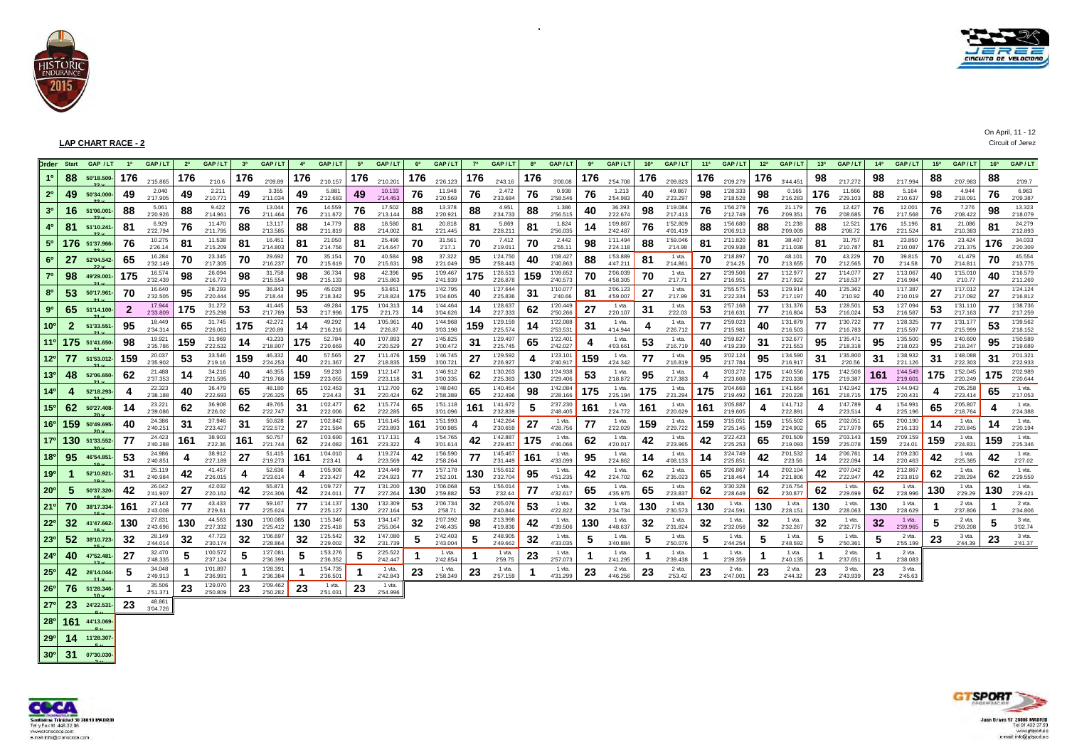## LAP CHART RACE - 2

On April, 11 - 12
Circuit of Jerez

| Order | Start | GAP / LT | 1ª | GAP / LT | 2ª | GAP / LT | 3ª | GAP / LT | 4ª | GAP / LT | 5ª | GAP / LT | 6ª | GAP / LT | 7ª | GAP / LT | 8ª | GAP / LT | 9ª | GAP / LT | 10ª | GAP / LT | 11ª | GAP / LT | 12ª | GAP / LT | 13ª | GAP / LT | 14ª | GAP / LT | 15ª | GAP / LT | 16ª | GAP / LT |
|---|---|---|---|---|---|---|---|---|---|---|---|---|---|---|---|---|---|---|---|---|---|---|---|---|---|---|---|---|---|---|---|---|---|---|
| 1º | 88 | 50'18.500 - 22 v. | 176 | 2'15.865 | 176 | 2'10.6 | 176 | 2'09.89 | 176 | 2'10.157 | 176 | 2'10.201 | 176 | 2'26.123 | 176 | 2'43.16 | 176 | 3'00.08 | 176 | 2'54.708 | 176 | 2'09.823 | 176 | 2'09.279 | 176 | 3'44.451 | 98 | 2'17.272 | 98 | 2'17.994 | 88 | 2'07.983 | 88 | 2'09.7 |
| 2º | 49 | 50'34.000 - 22 v. | 49 | 2.040 2'17.905 | 49 | 2.211 2'10.771 | 49 | 3.355 2'11.034 | 49 | 5.881 2'12.683 | 49 | 10.133 2'14.453 | 76 | 11.948 2'20.569 | 76 | 2.472 2'33.684 | 76 | 0.938 2'58.546 | 76 | 1.213 2'54.983 | 40 | 49.867 2'23.297 | 98 | 1'28.333 2'18.528 | 98 | 0.165 2'16.283 | 176 | 11.666 2'29.103 | 88 | 5.164 2'10.637 | 98 | 4.944 2'18.091 | 76 | 6.983 2'09.387 |
| 3º | 16 | 51'06.001 - 22 v. | 88 | 5.061 2'20.926 | 88 | 9.422 2'14.961 | 76 | 13.044 2'11.464 | 76 | 14.559 2'11.672 | 76 | 17.502 2'13.144 | 88 | 13.378 2'20.921 | 88 | 4.951 2'34.733 | 88 | 1.386 2'56.515 | 40 | 36.393 2'22.674 | 98 | 1'19.084 2'17.413 | 76 | 1'56.279 2'12.749 | 76 | 21.179 2'09.351 | 76 | 12.427 2'08.685 | 76 | 12.001 2'17.568 | 76 | 7.276 2'08.422 | 98 | 13.323 2'18.079 |
| 4º | 81 | 51'10.241 - 22 v. | 81 | 6.929 2'22.794 | 76 | 11.470 2'11.795 | 88 | 13.117 2'13.585 | 88 | 14.779 2'11.819 | 88 | 18.580 2'14.002 | 81 | 20.818 2'21.445 | 81 | 5.869 2'28.211 | 81 | 1.824 2'56.035 | 14 | 1'09.867 2'42.487 | 76 | 1'52.809 4'01.419 | 88 | 1'56.680 2'06.913 | 88 | 21.238 2'09.009 | 88 | 12.521 2'08.72 | 176 | 15.196 2'21.524 | 81 | 21.086 2'10.383 | 81 | 24.279 2'12.893 |
| 5º | 176 | 51'37.966 - 22 v. | 76 | 10.275 2'26.14 | 81 | 11.538 2'15.209 | 81 | 16.451 2'14.803 | 81 | 21.050 2'14.756 | 81 | 25.496 2'14.647 | 70 | 31.561 2'17.1 | 70 | 7.412 2'19.011 | 70 | 2.442 2'55.11 | 98 | 1'11.494 2'24.118 | 88 | 1'59.046 2'14.98 | 81 | 2'11.820 2'09.938 | 81 | 38.407 2'11.038 | 81 | 31.757 2'10.787 | 81 | 23.850 2'10.087 | 176 | 23.424 2'21.375 | 176 | 34.033 2'20.309 |
| 6º | 27 | 52'04.542 - 22 v. | 65 | 16.284 2'32.149 | 70 | 23.345 2'17.305 | 70 | 29.692 2'16.237 | 70 | 35.154 2'15.619 | 70 | 40.584 2'15.631 | 98 | 37.322 2'21.049 | 95 | 1'24.750 2'58.443 | 40 | 1'08.427 2'40.863 | 88 | 1'53.889 4'47.211 | 81 | 1 vta. 2'14.861 | 70 | 2'18.897 2'14.25 | 70 | 48.101 2'13.655 | 70 | 43.229 2'12.565 | 70 | 39.815 2'14.58 | 70 | 41.479 2'14.811 | 70 | 45.554 2'13.775 |
| 7º | 98 | 49'29.001 - 21 v. | 175 | 16.574 2'32.439 | 98 | 26.094 2'16.773 | 98 | 31.758 2'15.554 | 98 | 36.734 2'15.133 | 98 | 42.396 2'15.863 | 95 | 1'09.467 2'41.939 | 175 | 1'26.513 2'26.878 | 159 | 1'09.652 2'40.573 | 70 | 2'06.039 4'58.305 | 70 | 1 vta. 2'17.71 | 27 | 2'39.506 2'16.951 | 27 | 1'12.977 2'17.922 | 27 | 1'14.077 2'18.537 | 27 | 1'13.067 2'16.984 | 40 | 1'15.010 2'10.77 | 40 | 1'16.579 2'11.269 |
| 8º | 53 | 50'17.961 - 21 v. | 70 | 16.640 2'32.505 | 95 | 28.293 2'20.444 | 95 | 36.843 2'18.44 | 95 | 45.028 2'18.342 | 95 | 53.651 2'18.824 | 175 | 1'42.795 3'04.605 | 40 | 1'27.644 2'25.836 | 31 | 1'10.077 2'40.66 | 81 | 2'06.123 4'59.007 | 27 | 1 vta. 2'17.99 | 31 | 2'55.575 2'22.334 | 53 | 1'29.914 2'17.197 | 40 | 1'25.362 2'10.92 | 40 | 1'17.387 2'10.019 | 27 | 1'17.012 2'17.092 | 27 | 1'24.124 2'16.812 |
| 9º | 65 | 51'14.100 - 21 v. | 2 | 17.944 2'33.809 | 175 | 31.272 2'25.298 | 53 | 41.445 2'17.789 | 53 | 49.284 2'17.996 | 175 | 1'04.313 2'21.73 | 14 | 1'44.464 3'04.626 | 14 | 1'28.637 2'27.333 | 62 | 1'20.449 2'50.266 | 27 | 1 vta. 2'20.107 | 31 | 1 vta. 2'22.03 | 53 | 2'57.168 2'16.631 | 77 | 1'31.376 2'16.804 | 53 | 1'28.501 2'16.024 | 53 | 1'27.094 2'16.587 | 53 | 1'31.110 2'17.163 | 77 | 1'38.736 2'17.259 |
| 10º | 2 | 51'33.551 - 21 v. | 95 | 18.449 2'34.314 | 65 | 31.745 2'26.061 | 175 | 42.272 2'20.89 | 14 | 49.292 2'16.216 | 14 | 1'05.961 2'26.87 | 40 | 1'44.968 3'03.198 | 159 | 1'29.159 2'25.574 | 14 | 1'22.088 2'53.531 | 31 | 1 vta. 4'14.944 | 4 | 1 vta. 2'26.712 | 77 | 2'59.023 2'15.981 | 40 | 1'31.879 2'16.503 | 77 | 1'30.722 2'16.783 | 77 | 1'28.325 2'15.597 | 77 | 1'31.177 2'15.999 | 53 | 1'39.562 2'18.152 |
| 11º | 175 | 51'41.650 - 21 v. | 98 | 19.921 2'35.786 | 159 | 31.969 2'22.532 | 14 | 43.233 2'18.907 | 175 | 52.784 2'20.669 | 40 | 1'07.893 2'20.529 | 27 | 1'45.825 3'00.472 | 31 | 1'29.497 2'25.745 | 65 | 1'22.401 2'42.027 | 4 | 1 vta. 4'03.661 | 53 | 1 vta. 2'16.719 | 40 | 2'59.827 4'19.239 | 31 | 1'32.677 2'21.553 | 95 | 1'35.471 2'18.318 | 95 | 1'35.500 2'18.023 | 95 | 1'40.600 2'18.247 | 95 | 1'50.589 2'19.689 |
| 12º | 77 | 51'53.012 - 21 v. | 159 | 20.037 2'35.902 | 53 | 33.546 2'19.16 | 159 | 46.332 2'24.253 | 40 | 57.565 2'21.367 | 27 | 1'11.476 2'18.835 | 159 | 1'46.745 3'00.721 | 27 | 1'29.592 2'26.927 | 4 | 1'23.101 2'40.917 | 159 | 1 vta. 4'24.342 | 77 | 1 vta. 2'16.819 | 95 | 3'02.124 2'17.784 | 95 | 1'34.590 2'16.917 | 31 | 1'35.800 2'20.56 | 31 | 1'38.932 2'21.126 | 31 | 1'48.088 2'22.303 | 31 | 2'01.321 2'22.933 |
| 13º | 48 | 52'06.650 - 21 v. | 62 | 21.488 2'37.353 | 14 | 34.216 2'21.595 | 40 | 46.355 2'19.766 | 159 | 59.230 2'23.055 | 159 | 1'12.747 2'23.118 | 31 | 1'46.912 3'00.335 | 62 | 1'30.263 2'25.383 | 130 | 1'24.938 2'29.406 | 53 | 1 vta. 2'18.872 | 95 | 1 vta. 2'17.383 | 4 | 3'03.272 2'23.608 | 175 | 1'40.556 2'20.338 | 175 | 1'42.506 2'19.387 | 161 | 1'44.549 2'19.601 | 175 | 1'52.045 2'20.249 | 175 | 2'02.989 2'20.644 |
| 14º | 4 | 52'18.293 - 21 v. | 4 | 22.323 2'38.188 | 40 | 36.479 2'22.693 | 65 | 48.180 2'26.325 | 65 | 1'02.453 2'24.43 | 31 | 1'12.700 2'20.424 | 62 | 1'48.040 2'58.389 | 65 | 1'40.454 2'32.496 | 98 | 1'42.084 2'28.166 | 175 | 1 vta. 2'25.194 | 175 | 1 vta. 2'21.294 | 175 | 3'04.669 2'19.492 | 161 | 1'41.664 2'20.228 | 161 | 1'42.942 2'18.715 | 175 | 1'44.943 2'20.431 | 4 | 2'05.258 2'23.414 | 65 | 1 vta. 2'17.053 |
| 15º | 62 | 50'27.408 - 20 v. | 14 | 23.221 2'39.086 | 62 | 36.908 2'26.02 | 62 | 49.765 2'22.747 | 31 | 1'02.477 2'22.006 | 62 | 1'15.774 2'22.285 | 65 | 1'51.118 3'01.096 | 161 | 1'41.672 2'32.839 | 5 | 2'37.230 2'48.405 | 161 | 1 vta. 2'24.772 | 161 | 1 vta. 2'20.629 | 161 | 3'05.887 2'19.605 | 4 | 1'41.712 2'22.891 | 4 | 1'47.789 2'23.514 | 4 | 1'54.991 2'25.196 | 65 | 2'05.807 2'18.764 | 4 | 1 vta. 2'24.388 |
| 16º | 159 | 50'49.695 - 20 v. | 40 | 24.386 2'40.251 | 31 | 37.946 2'23.427 | 31 | 50.628 2'22.572 | 27 | 1'02.842 2'21.584 | 65 | 1'16.145 2'23.893 | 161 | 1'51.993 3'00.985 | 4 | 1'42.264 2'30.659 | 27 | 1 vta. 4'28.756 | 77 | 1 vta. 2'22.029 | 159 | 1 vta. 2'29.722 | 159 | 3'15.051 2'25.145 | 159 | 1'55.502 2'24.902 | 65 | 2'02.051 2'17.979 | 65 | 2'00.190 2'16.133 | 14 | 1 vta. 2'20.845 | 14 | 1 vta. 2'20.194 |
| 17º | 130 | 51'33.552 - 20 v. | 77 | 24.423 2'40.288 | 161 | 38.903 2'22.36 | 161 | 50.757 2'21.744 | 62 | 1'03.690 2'24.082 | 161 | 1'17.131 2'23.322 | 4 | 1'54.765 3'01.614 | 42 | 1'42.887 2'29.457 | 175 | 1 vta. 4'46.066 | 62 | 1 vta. 4'20.017 | 42 | 1 vta. 2'23.965 | 42 | 3'22.423 2'25.253 | 65 | 2'01.509 2'19.093 | 159 | 2'03.143 2'25.078 | 159 | 2'09.159 2'24.01 | 159 | 1 vta. 2'24.831 | 159 | 1 vta. 2'25.346 |
| 18º | 95 | 46'54.851 - 19 v. | 53 | 24.986 2'40.851 | 4 | 38.912 2'27.189 | 27 | 51.415 2'19.273 | 161 | 1'04.010 2'23.41 | 4 | 1'19.274 2'23.569 | 42 | 1'56.590 2'58.264 | 77 | 1'45.467 2'31.449 | 161 | 1 vta. 4'33.099 | 95 | 1 vta. 2'24.862 | 14 | 1 vta. 4'08.133 | 14 | 3'24.749 2'25.851 | 42 | 2'01.532 2'23.56 | 14 | 2'06.761 2'22.094 | 14 | 2'09.230 2'20.463 | 42 | 1 vta. 2'25.385 | 42 | 1 vta. 2'27.02 |
| 19º | 1 | 52'10.921 - 19 v. | 31 | 25.119 2'40.984 | 42 | 41.457 2'26.015 | 4 | 52.636 2'23.614 | 4 | 1'05.906 2'23.427 | 42 | 1'24.449 2'24.923 | 77 | 1'57.178 2'52.101 | 130 | 1'55.612 2'32.704 | 95 | 1 vta. 4'51.235 | 42 | 1 vta. 2'24.702 | 62 | 1 vta. 2'35.023 | 65 | 3'26.867 2'18.464 | 14 | 2'02.104 2'21.806 | 42 | 2'07.042 2'22.947 | 42 | 2'12.867 2'23.819 | 62 | 1 vta. 2'28.294 | 62 | 1 vta. 2'29.559 |
| 20º | 5 | 50'37.320 - 18 v. | 42 | 26.042 2'41.907 | 27 | 42.032 2'20.162 | 42 | 55.873 2'24.306 | 42 | 1'09.727 2'24.011 | 77 | 1'31.200 2'27.264 | 130 | 2'06.068 2'59.882 | 53 | 1'56.014 2'32.44 | 77 | 1 vta. 4'32.617 | 65 | 1 vta. 4'35.975 | 65 | 1 vta. 2'23.837 | 62 | 3'30.328 2'28.649 | 62 | 2'16.754 2'30.877 | 62 | 1 vta. 2'29.699 | 62 | 1 vta. 2'28.996 | 130 | 1 vta. 2'29.29 | 130 | 1 vta. 2'29.421 |
| 21º | 70 | 38'17.334 - 16 v. | 161 | 27.143 2'43.008 | 77 | 43.433 2'29.61 | 77 | 59.167 2'25.624 | 77 | 1'14.137 2'25.127 | 130 | 1'32.309 2'27.164 | 53 | 2'06.734 2'58.71 | 32 | 2'05.076 2'40.844 | 53 | 1 vta. 4'22.822 | 32 | 1 vta. 2'34.734 | 130 | 1 vta. 2'30.573 | 130 | 1 vta. 2'24.591 | 130 | 1 vta. 2'28.151 | 130 | 1 vta. 2'28.063 | 130 | 1 vta. 2'28.629 | 1 | 2 vta. 2'37.806 | 1 | 2 vta. 2'34.806 |
| 22º | 32 | 41'47.662 - 16 v. | 130 | 27.831 2'43.696 | 130 | 44.563 2'27.332 | 130 | 1'00.085 2'25.412 | 130 | 1'15.346 2'25.418 | 53 | 1'34.147 2'55.064 | 32 | 2'07.392 2'46.435 | 98 | 2'13.998 4'19.836 | 42 | 1 vta. 4'39.506 | 130 | 1 vta. 4'48.637 | 32 | 1 vta. 2'31.824 | 32 | 1 vta. 2'32.056 | 32 | 1 vta. 2'32.267 | 32 | 1 vta. 2'32.775 | 32 | 1 vta. 2'39.965 | 5 | 2 vta. 2'59.208 | 5 | 3 vta. 3'02.74 |
| 23º | 52 | 38'10.723 - 15 v. | 32 | 28.149 2'44.014 | 32 | 47.723 2'30.174 | 32 | 1'06.697 2'28.864 | 32 | 1'25.542 2'29.002 | 32 | 1'47.080 2'31.739 | 5 | 2'42.403 2'43.004 | 5 | 2'48.905 2'49.662 | 32 | 1 vta. 4'33.035 | 5 | 1 vta. 3'40.884 | 5 | 1 vta. 2'50.076 | 5 | 1 vta. 2'44.254 | 5 | 1 vta. 2'48.592 | 5 | 1 vta. 2'50.361 | 5 | 2 vta. 2'55.199 | 23 | 3 vta. 2'44.39 | 23 | 3 vta. 2'41.37 |
| 24º | 40 | 47'52.481 - 12 v. | 27 | 32.470 2'48.335 | 5 | 1'00.572 2'37.124 | 5 | 1'27.081 2'36.399 | 5 | 1'53.276 2'36.352 | 5 | 2'25.522 2'42.447 | 1 | 1 vta. 2'42.854 | 1 | 1 vta. 2'59.75 | 23 | 1 vta. 2'57.073 | 1 | 1 vta. 2'41.295 | 1 | 1 vta. 2'39.438 | 1 | 1 vta. 2'39.359 | 1 | 1 vta. 2'40.135 | 1 | 2 vta. 2'37.651 | 1 | 2 vta. 2'38.083 | | | | |
| 25º | 42 | 26'14.044 - 11 v. | 5 | 34.048 2'49.913 | 1 | 1'01.897 2'36.991 | 1 | 1'28.391 2'36.384 | 1 | 1'54.735 2'36.501 | 1 | 1 vta. 2'42.843 | 23 | 1 vta. 2'58.349 | 23 | 1 vta. 2'57.159 | 1 | 1 vta. 4'31.299 | 23 | 2 vta. 4'46.256 | 23 | 2 vta. 2'53.42 | 23 | 2 vta. 2'47.001 | 23 | 2 vta. 2'44.32 | 23 | 3 vta. 2'43.939 | 23 | 3 vta. 2'45.63 | | | | |
| 26º | 76 | 51'28.346 - 10 v. | 1 | 35.506 2'51.371 | 23 | 1'29.070 2'50.809 | 23 | 2'09.462 2'50.282 | 23 | 1 vta. 2'51.031 | 23 | 1 vta. 2'54.996 | | | | | | | | | | | | | | | | | | | | | | |
| 27º | 23 | 24'22.531 - 9 v. | 23 | 48.861 3'04.726 | | | | | | | | | | | | | | | | | | | | | | | | | | | | | | |
| 28º | 161 | 44'13.069 - 8 v. | | | | | | | | | | | | | | | | | | | | | | | | | | | | | | | | |
| 29º | 14 | 11'28.307 - 5 v. | | | | | | | | | | | | | | | | | | | | | | | | | | | | | | | | |
| 30º | 31 | 07'30.030 - 3 v. | | | | | | | | | | | | | | | | | | | | | | | | | | | | | | | | |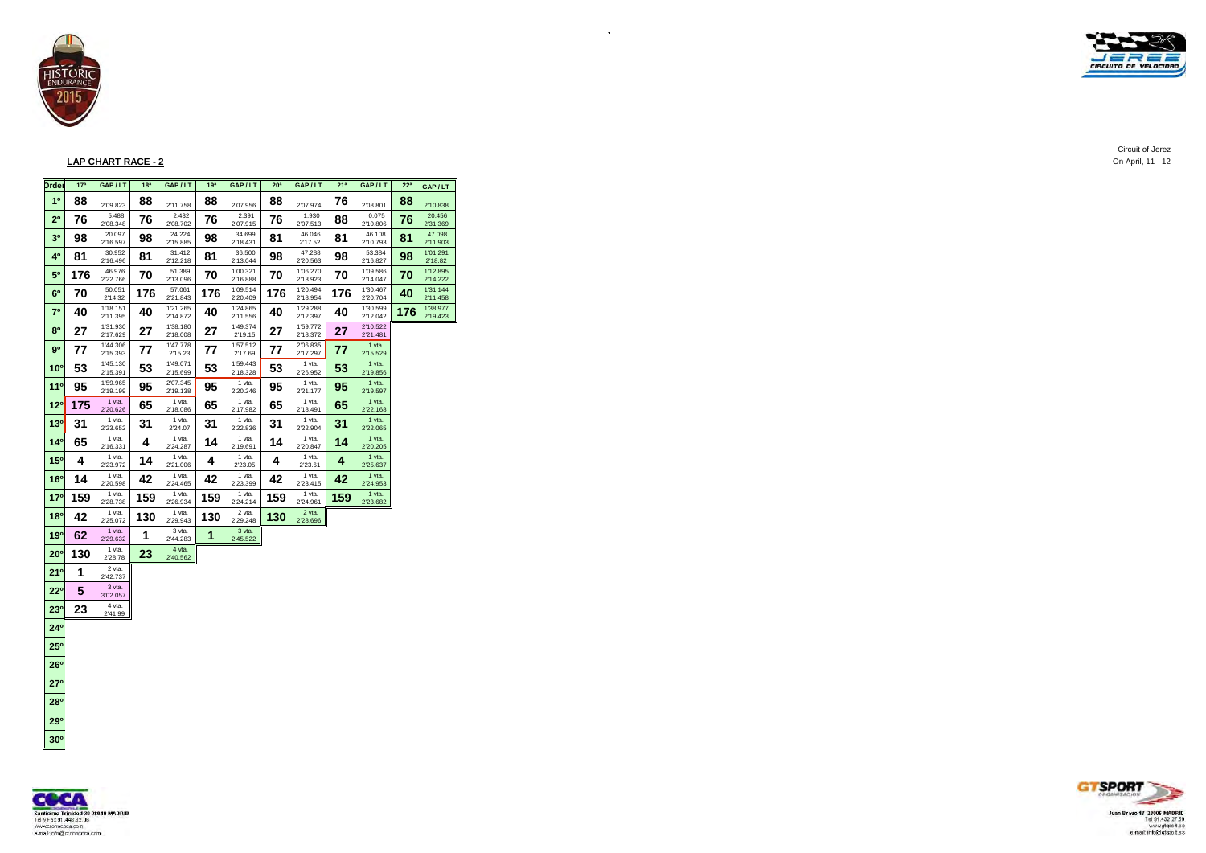**LAP CHART RACE - 2**

Circuit of Jerez
On April, 11 - 12

| Order | 17ª | GAP / LT | 18ª | GAP / LT | 19ª | GAP / LT | 20ª | GAP / LT | 21ª | GAP / LT | 22ª | GAP / LT |
|---|---|---|---|---|---|---|---|---|---|---|---|---|
| 1º | 88 | 2'09.823 | 88 | 2'11.758 | 88 | 2'07.956 | 88 | 2'07.974 | 76 | 2'08.801 | 88 | 2'10.838 |
| 2º | 76 | 5.488 2'08.348 | 76 | 2.432 2'08.702 | 76 | 2.391 2'07.915 | 76 | 1.930 2'07.513 | 88 | 0.075 2'10.806 | 76 | 20.456 2'31.369 |
| 3º | 98 | 20.097 2'16.597 | 98 | 24.224 2'15.885 | 98 | 34.699 2'18.431 | 81 | 46.046 2'17.52 | 81 | 46.108 2'10.793 | 81 | 47.098 2'11.903 |
| 4º | 81 | 30.952 2'16.496 | 81 | 31.412 2'12.218 | 81 | 36.500 2'13.044 | 98 | 47.288 2'20.563 | 98 | 53.384 2'16.827 | 98 | 1'01.291 2'18.82 |
| 5º | 176 | 46.976 2'22.766 | 70 | 51.389 2'13.096 | 70 | 1'00.321 2'16.888 | 70 | 1'06.270 2'13.923 | 70 | 1'09.586 2'14.047 | 70 | 1'12.895 2'14.222 |
| 6º | 70 | 50.051 2'14.32 | 176 | 57.061 2'21.843 | 176 | 1'09.514 2'20.409 | 176 | 1'20.494 2'18.954 | 176 | 1'30.467 2'20.704 | 40 | 1'31.144 2'11.458 |
| 7º | 40 | 1'18.151 2'11.395 | 40 | 1'21.265 2'14.872 | 40 | 1'24.865 2'11.556 | 40 | 1'29.288 2'12.397 | 40 | 1'30.599 2'12.042 | 176 | 1'38.977 2'19.423 |
| 8º | 27 | 1'31.930 2'17.629 | 27 | 1'38.180 2'18.008 | 27 | 1'49.374 2'19.15 | 27 | 1'59.772 2'18.372 | 27 | 2'10.522 2'21.481 | | |
| 9º | 77 | 1'44.306 2'15.393 | 77 | 1'47.778 2'15.23 | 77 | 1'57.512 2'17.69 | 77 | 2'06.835 2'17.297 | 77 | 1 vta. 2'15.529 | | |
| 10º | 53 | 1'45.130 2'15.391 | 53 | 1'49.071 2'15.699 | 53 | 1'59.443 2'18.328 | 53 | 1 vta. 2'26.952 | 53 | 1 vta. 2'19.856 | | |
| 11º | 95 | 1'59.965 2'19.199 | 95 | 2'07.345 2'19.138 | 95 | 1 vta. 2'20.246 | 95 | 1 vta. 2'21.177 | 95 | 1 vta. 2'19.597 | | |
| 12º | 175 | 1 vta. 2'20.626 | 65 | 1 vta. 2'18.086 | 65 | 1 vta. 2'17.982 | 65 | 1 vta. 2'18.491 | 65 | 1 vta. 2'22.168 | | |
| 13º | 31 | 1 vta. 2'23.652 | 31 | 1 vta. 2'24.07 | 31 | 1 vta. 2'22.836 | 31 | 1 vta. 2'22.904 | 31 | 1 vta. 2'22.065 | | |
| 14º | 65 | 1 vta. 2'16.331 | 4 | 1 vta. 2'24.287 | 14 | 1 vta. 2'19.691 | 14 | 1 vta. 2'20.847 | 14 | 1 vta. 2'20.205 | | |
| 15º | 4 | 1 vta. 2'23.972 | 14 | 1 vta. 2'21.006 | 4 | 1 vta. 2'23.05 | 4 | 1 vta. 2'23.61 | 4 | 1 vta. 2'25.637 | | |
| 16º | 14 | 1 vta. 2'20.598 | 42 | 1 vta. 2'24.465 | 42 | 1 vta. 2'23.399 | 42 | 1 vta. 2'23.415 | 42 | 1 vta. 2'24.953 | | |
| 17º | 159 | 1 vta. 2'28.738 | 159 | 1 vta. 2'26.934 | 159 | 1 vta. 2'24.214 | 159 | 1 vta. 2'24.961 | 159 | 1 vta. 2'23.682 | | |
| 18º | 42 | 1 vta. 2'25.072 | 130 | 1 vta. 2'29.943 | 130 | 2 vta. 2'29.248 | 130 | 2 vta. 2'28.696 | | | | |
| 19º | 62 | 1 vta. 2'29.632 | 1 | 3 vta. 2'44.283 | 1 | 3 vta. 2'45.522 | | | | | | |
| 20º | 130 | 1 vta. 2'28.78 | 23 | 4 vta. 2'40.562 | | | | | | | | |
| 21º | 1 | 2 vta. 2'42.737 | | | | | | | | | | |
| 22º | 5 | 3 vta. 3'02.057 | | | | | | | | | | |
| 23º | 23 | 4 vta. 2'41.99 | | | | | | | | | | |
| 24º | | | | | | | | | | | | |
| 25º | | | | | | | | | | | | |
| 26º | | | | | | | | | | | | |
| 27º | | | | | | | | | | | | |
| 28º | | | | | | | | | | | | |
| 29º | | | | | | | | | | | | |
| 30º | | | | | | | | | | | | |

Santísima Trinidad 30 28010 MADRID
Tel y Fax 91 448 32 06
www.cronoscoca.com
e-mail: info@cronoscoca.com

Juan Bravo 17 28006 MADRID
Tel 91 432 27 50
www.gtsport.es
e-mail: info@gtsport.es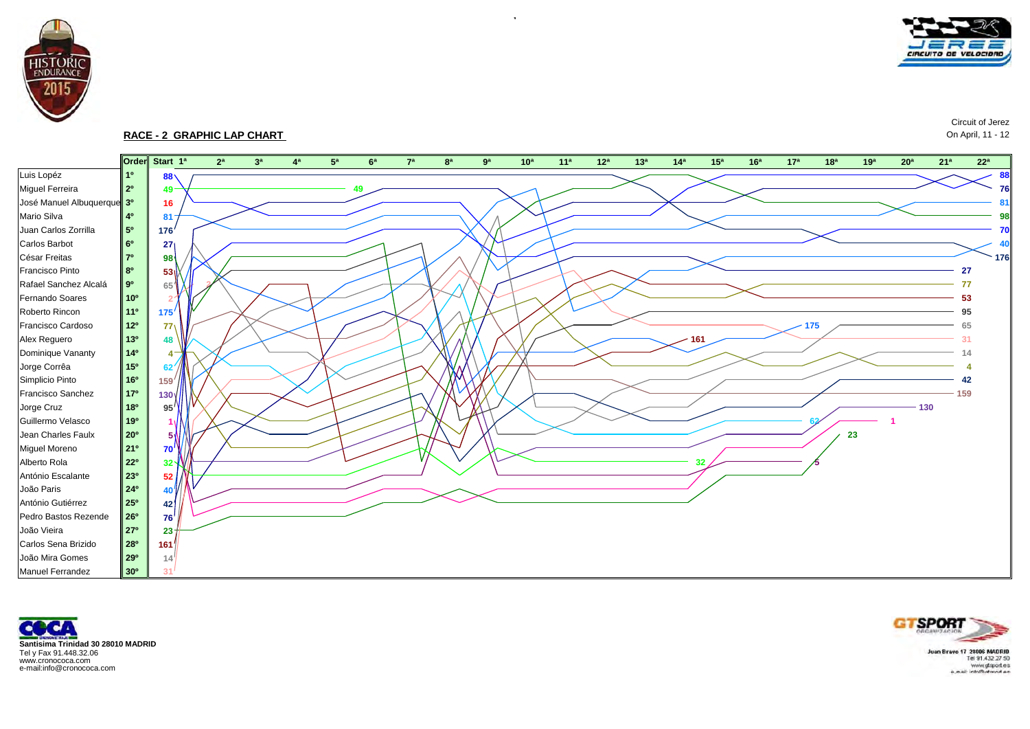RACE - 2 GRAPHIC LAP CHART

Circuit of Jerez
On April, 11 - 12

| | Order | Start |
|---|---|---|
| Luis Lopéz | 1º | 88 |
| Miguel Ferreira | 2º | 49 |
| José Manuel Albuquerque | 3º | 16 |
| Mario Silva | 4º | 81 |
| Juan Carlos Zorrilla | 5º | 176 |
| Carlos Barbot | 6º | 27 |
| César Freitas | 7º | 98 |
| Francisco Pinto | 8º | 53 |
| Rafael Sanchez Alcalá | 9º | 65 |
| Fernando Soares | 10º | 2 |
| Roberto Rincon | 11º | 175 |
| Francisco Cardoso | 12º | 77 |
| Alex Reguero | 13º | 48 |
| Dominique Vananty | 14º | 4 |
| Jorge Corrêa | 15º | 62 |
| Simplicio Pinto | 16º | 159 |
| Francisco Sanchez | 17º | 130 |
| Jorge Cruz | 18º | 95 |
| Guillermo Velasco | 19º | 1 |
| Jean Charles Faulx | 20º | 5 |
| Miguel Moreno | 21º | 70 |
| Alberto Rola | 22º | 32 |
| António Gutiérrez | 23º | 52 |
| João Paris | 24º | 40 |
| António Gutiérrez | 25º | 42 |
| Pedro Bastos Rezende | 26º | 76 |
| João Vieira | 27º | 23 |
| Carlos Sena Brizido | 28º | 161 |
| João Mira Gomes | 29º | 14 |
| Manuel Ferrandez | 30º | 31 |

1ª 2ª 3ª 4ª 5ª 6ª 7ª 8ª 9ª 10ª 11ª 12ª 13ª 14ª 15ª 16ª 17ª 18ª 19ª 20ª 21ª 22ª

88 76 81 98 70 40 176 27 77 53 95 65 31 14 4 42 159 130 1 23 5 62 32 161 175 2 49

Santisima Trinidad 30 28010 MADRID
Tel y Fax 91.448.32.06
www.cronococa.com
e-mail:info@cronococa.com

Juan Bravo 17 28006 MADRID
Tel 91.432.27.50
www.gtsport.es